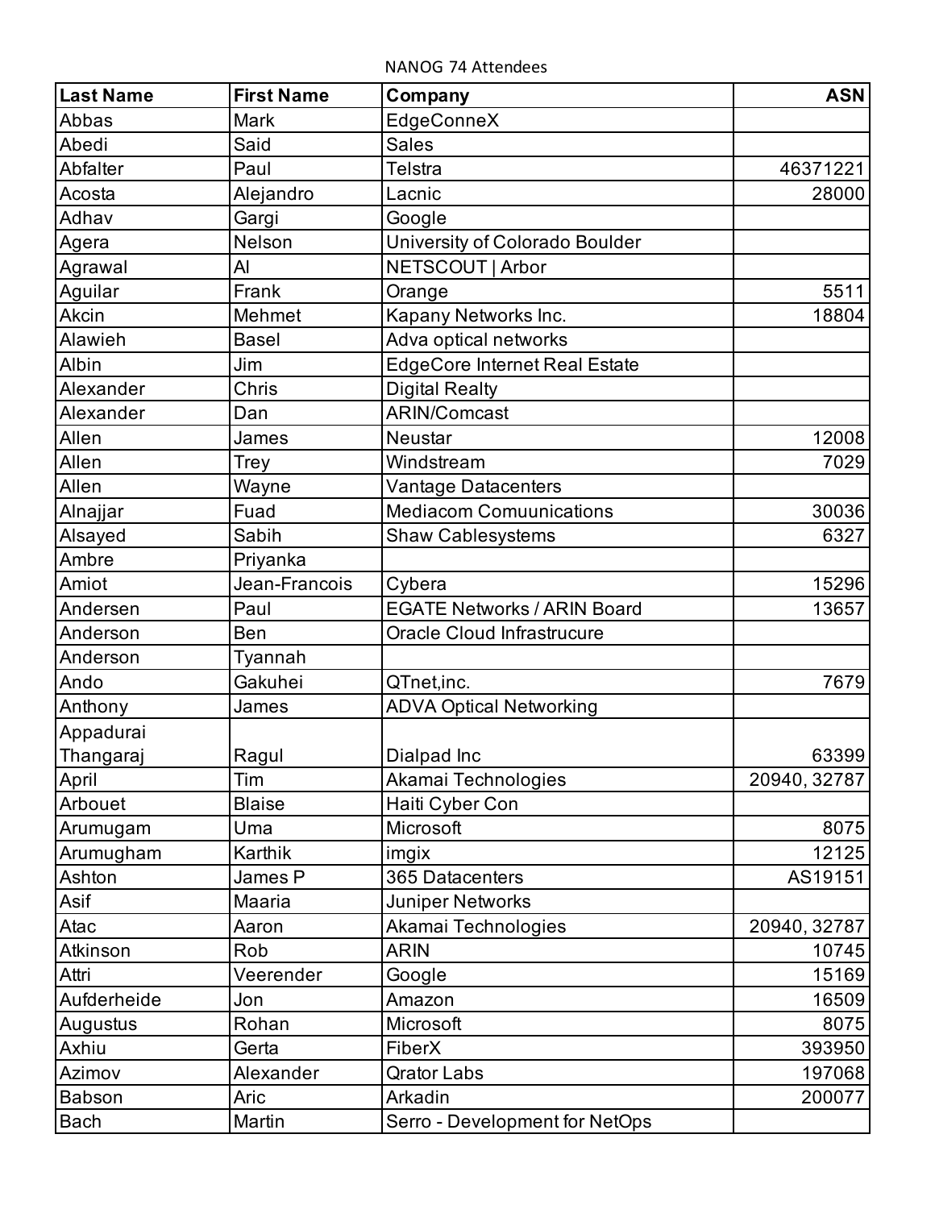NANOG 74 Attendees

| Last Name | First Name | Company | ASN |
|---|---|---|---|
| Abbas | Mark | EdgeConneX | |
| Abedi | Said | Sales | |
| Abfalter | Paul | Telstra | 46371221 |
| Acosta | Alejandro | Lacnic | 28000 |
| Adhav | Gargi | Google | |
| Agera | Nelson | University of Colorado Boulder | |
| Agrawal | Al | NETSCOUT \| Arbor | |
| Aguilar | Frank | Orange | 5511 |
| Akcin | Mehmet | Kapany Networks Inc. | 18804 |
| Alawieh | Basel | Adva optical networks | |
| Albin | Jim | EdgeCore Internet Real Estate | |
| Alexander | Chris | Digital Realty | |
| Alexander | Dan | ARIN/Comcast | |
| Allen | James | Neustar | 12008 |
| Allen | Trey | Windstream | 7029 |
| Allen | Wayne | Vantage Datacenters | |
| Alnajjar | Fuad | Mediacom Comuunications | 30036 |
| Alsayed | Sabih | Shaw Cablesystems | 6327 |
| Ambre | Priyanka | | |
| Amiot | Jean-Francois | Cybera | 15296 |
| Andersen | Paul | EGATE Networks / ARIN Board | 13657 |
| Anderson | Ben | Oracle Cloud Infrastrucure | |
| Anderson | Tyannah | | |
| Ando | Gakuhei | QTnet,inc. | 7679 |
| Anthony | James | ADVA Optical Networking | |
| Appadurai Thangaraj | Ragul | Dialpad Inc | 63399 |
| April | Tim | Akamai Technologies | 20940, 32787 |
| Arbouet | Blaise | Haiti Cyber Con | |
| Arumugam | Uma | Microsoft | 8075 |
| Arumugham | Karthik | imgix | 12125 |
| Ashton | James P | 365 Datacenters | AS19151 |
| Asif | Maaria | Juniper Networks | |
| Atac | Aaron | Akamai Technologies | 20940, 32787 |
| Atkinson | Rob | ARIN | 10745 |
| Attri | Veerender | Google | 15169 |
| Aufderheide | Jon | Amazon | 16509 |
| Augustus | Rohan | Microsoft | 8075 |
| Axhiu | Gerta | FiberX | 393950 |
| Azimov | Alexander | Qrator Labs | 197068 |
| Babson | Aric | Arkadin | 200077 |
| Bach | Martin | Serro - Development for NetOps | |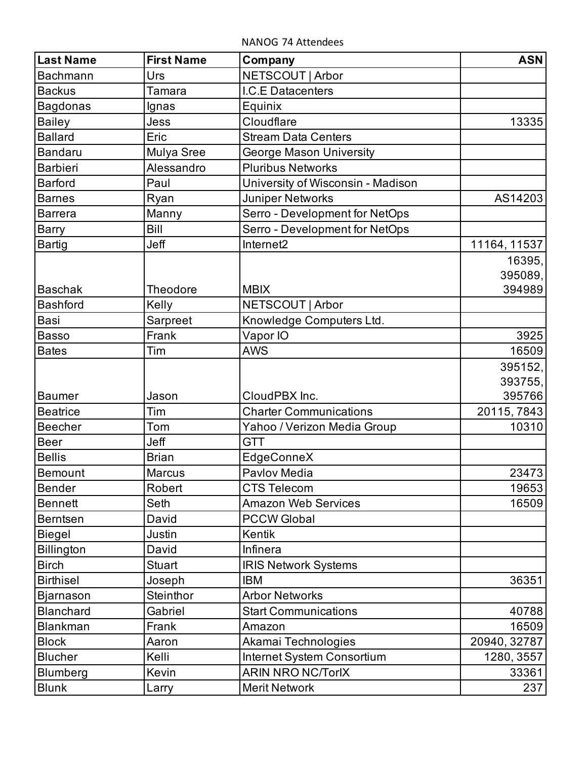NANOG 74 Attendees

| Last Name | First Name | Company | ASN |
|---|---|---|---|
| Bachmann | Urs | NETSCOUT \| Arbor | |
| Backus | Tamara | I.C.E Datacenters | |
| Bagdonas | Ignas | Equinix | |
| Bailey | Jess | Cloudflare | 13335 |
| Ballard | Eric | Stream Data Centers | |
| Bandaru | Mulya Sree | George Mason University | |
| Barbieri | Alessandro | Pluribus Networks | |
| Barford | Paul | University of Wisconsin - Madison | |
| Barnes | Ryan | Juniper Networks | AS14203 |
| Barrera | Manny | Serro - Development for NetOps | |
| Barry | Bill | Serro - Development for NetOps | |
| Bartig | Jeff | Internet2 | 11164, 11537 |
| Baschak | Theodore | MBIX | 16395, 395089, 394989 |
| Bashford | Kelly | NETSCOUT \| Arbor | |
| Basi | Sarpreet | Knowledge Computers Ltd. | |
| Basso | Frank | Vapor IO | 3925 |
| Bates | Tim | AWS | 16509 |
| Baumer | Jason | CloudPBX Inc. | 395152, 393755, 395766 |
| Beatrice | Tim | Charter Communications | 20115, 7843 |
| Beecher | Tom | Yahoo / Verizon Media Group | 10310 |
| Beer | Jeff | GTT | |
| Bellis | Brian | EdgeConneX | |
| Bemount | Marcus | Pavlov Media | 23473 |
| Bender | Robert | CTS Telecom | 19653 |
| Bennett | Seth | Amazon Web Services | 16509 |
| Berntsen | David | PCCW Global | |
| Biegel | Justin | Kentik | |
| Billington | David | Infinera | |
| Birch | Stuart | IRIS Network Systems | |
| Birthisel | Joseph | IBM | 36351 |
| Bjarnason | Steinthor | Arbor Networks | |
| Blanchard | Gabriel | Start Communications | 40788 |
| Blankman | Frank | Amazon | 16509 |
| Block | Aaron | Akamai Technologies | 20940, 32787 |
| Blucher | Kelli | Internet System Consortium | 1280, 3557 |
| Blumberg | Kevin | ARIN NRO NC/TorIX | 33361 |
| Blunk | Larry | Merit Network | 237 |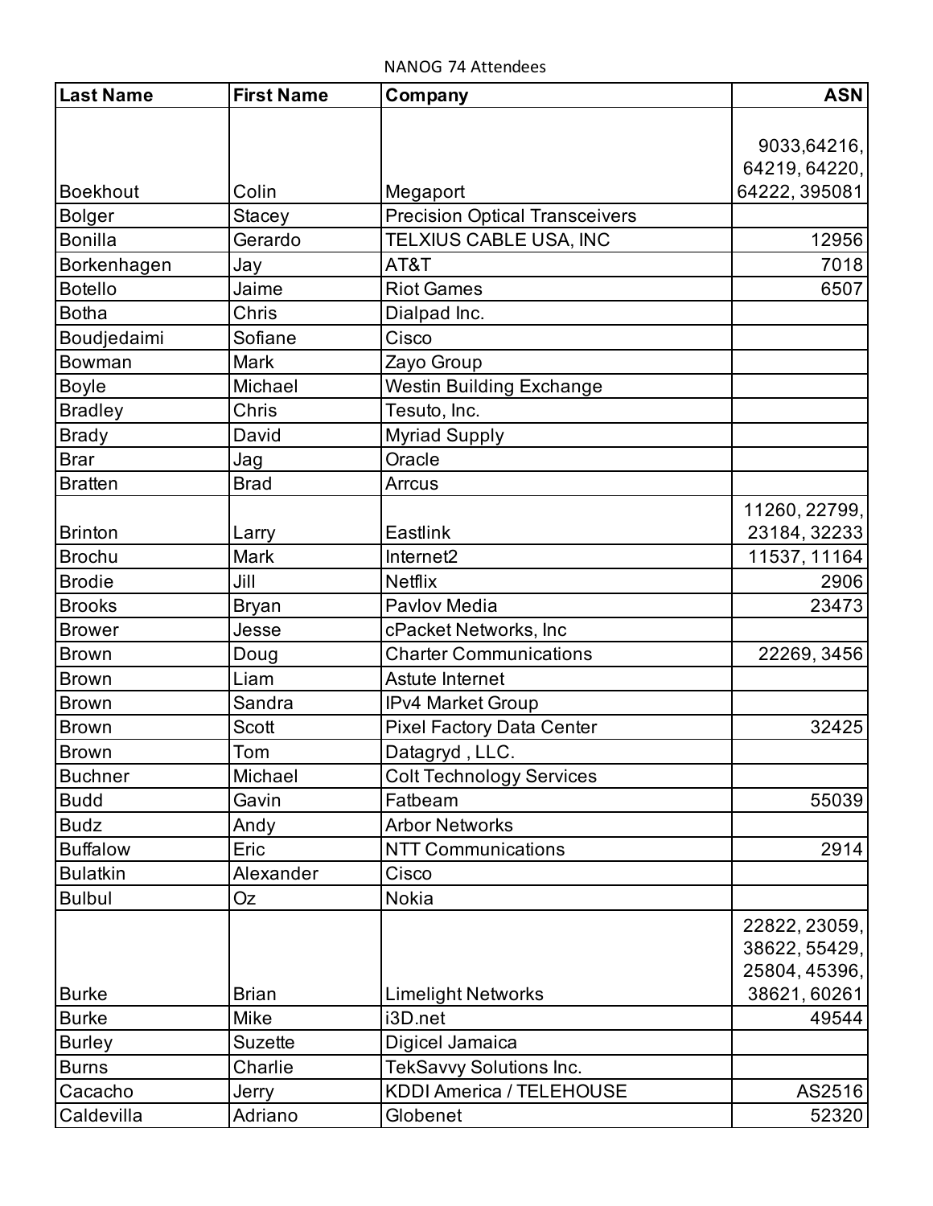NANOG 74 Attendees

| Last Name | First Name | Company | ASN |
|---|---|---|---|
| Boekhout | Colin | Megaport | 9033,64216, 64219, 64220, 64222, 395081 |
| Bolger | Stacey | Precision Optical Transceivers | |
| Bonilla | Gerardo | TELXIUS CABLE USA, INC | 12956 |
| Borkenhagen | Jay | AT&T | 7018 |
| Botello | Jaime | Riot Games | 6507 |
| Botha | Chris | Dialpad Inc. | |
| Boudjedaimi | Sofiane | Cisco | |
| Bowman | Mark | Zayo Group | |
| Boyle | Michael | Westin Building Exchange | |
| Bradley | Chris | Tesuto, Inc. | |
| Brady | David | Myriad Supply | |
| Brar | Jag | Oracle | |
| Bratten | Brad | Arrcus | |
| Brinton | Larry | Eastlink | 11260, 22799, 23184, 32233 |
| Brochu | Mark | Internet2 | 11537, 11164 |
| Brodie | Jill | Netflix | 2906 |
| Brooks | Bryan | Pavlov Media | 23473 |
| Brower | Jesse | cPacket Networks, Inc | |
| Brown | Doug | Charter Communications | 22269, 3456 |
| Brown | Liam | Astute Internet | |
| Brown | Sandra | IPv4 Market Group | |
| Brown | Scott | Pixel Factory Data Center | 32425 |
| Brown | Tom | Datagryd , LLC. | |
| Buchner | Michael | Colt Technology Services | |
| Budd | Gavin | Fatbeam | 55039 |
| Budz | Andy | Arbor Networks | |
| Buffalow | Eric | NTT Communications | 2914 |
| Bulatkin | Alexander | Cisco | |
| Bulbul | Oz | Nokia | |
| Burke | Brian | Limelight Networks | 22822, 23059, 38622, 55429, 25804, 45396, 38621, 60261 |
| Burke | Mike | i3D.net | 49544 |
| Burley | Suzette | Digicel Jamaica | |
| Burns | Charlie | TekSavvy Solutions Inc. | |
| Cacacho | Jerry | KDDI America / TELEHOUSE | AS2516 |
| Caldevilla | Adriano | Globenet | 52320 |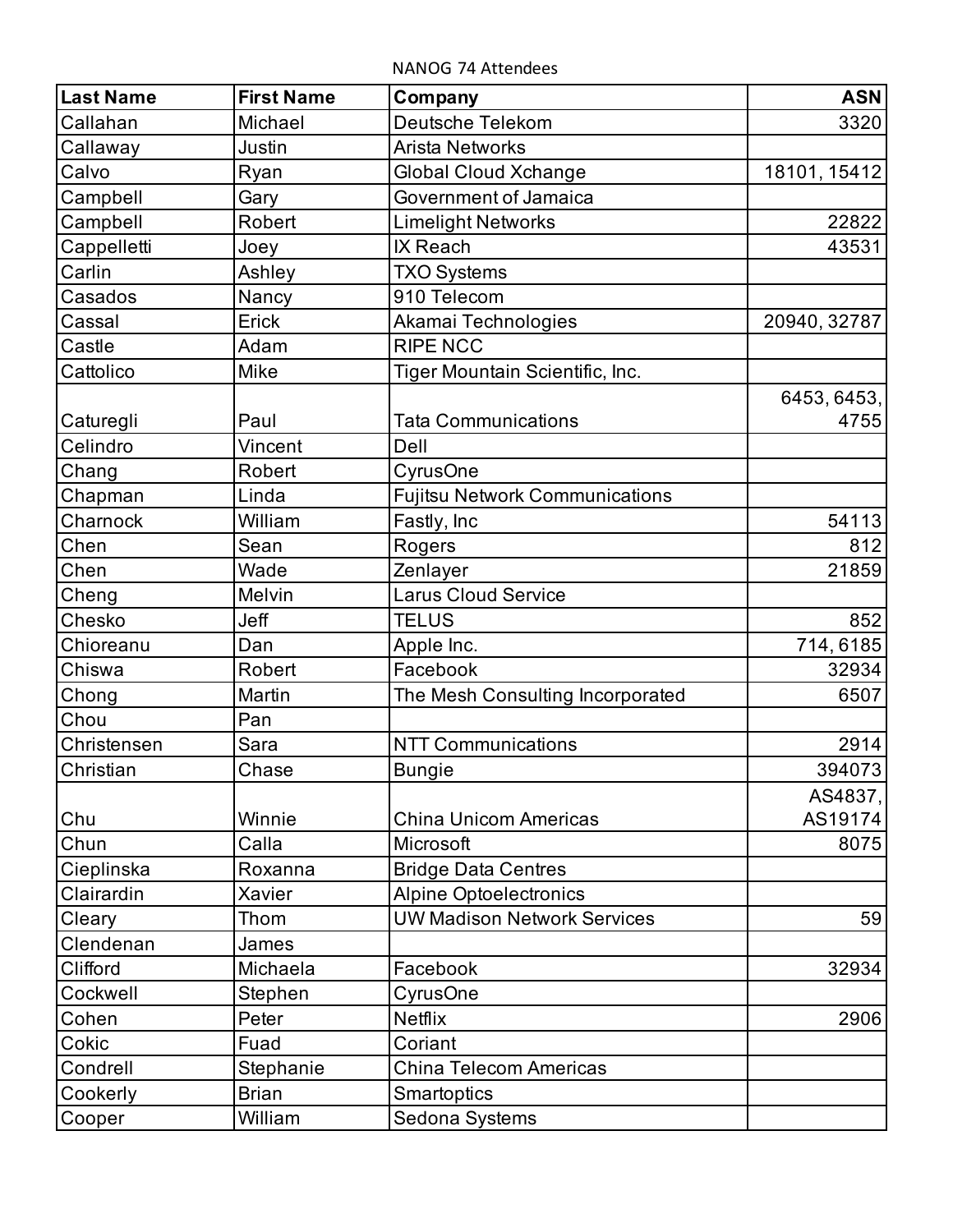NANOG 74 Attendees

| Last Name | First Name | Company | ASN |
|---|---|---|---|
| Callahan | Michael | Deutsche Telekom | 3320 |
| Callaway | Justin | Arista Networks | |
| Calvo | Ryan | Global Cloud Xchange | 18101, 15412 |
| Campbell | Gary | Government of Jamaica | |
| Campbell | Robert | Limelight Networks | 22822 |
| Cappelletti | Joey | IX Reach | 43531 |
| Carlin | Ashley | TXO Systems | |
| Casados | Nancy | 910 Telecom | |
| Cassal | Erick | Akamai Technologies | 20940, 32787 |
| Castle | Adam | RIPE NCC | |
| Cattolico | Mike | Tiger Mountain Scientific, Inc. | |
| Caturegli | Paul | Tata Communications | 6453, 6453, 4755 |
| Celindro | Vincent | Dell | |
| Chang | Robert | CyrusOne | |
| Chapman | Linda | Fujitsu Network Communications | |
| Charnock | William | Fastly, Inc | 54113 |
| Chen | Sean | Rogers | 812 |
| Chen | Wade | Zenlayer | 21859 |
| Cheng | Melvin | Larus Cloud Service | |
| Chesko | Jeff | TELUS | 852 |
| Chioreanu | Dan | Apple Inc. | 714, 6185 |
| Chiswa | Robert | Facebook | 32934 |
| Chong | Martin | The Mesh Consulting Incorporated | 6507 |
| Chou | Pan | | |
| Christensen | Sara | NTT Communications | 2914 |
| Christian | Chase | Bungie | 394073 |
| Chu | Winnie | China Unicom Americas | AS4837, AS19174 |
| Chun | Calla | Microsoft | 8075 |
| Cieplinska | Roxanna | Bridge Data Centres | |
| Clairardin | Xavier | Alpine Optoelectronics | |
| Cleary | Thom | UW Madison Network Services | 59 |
| Clendenan | James | | |
| Clifford | Michaela | Facebook | 32934 |
| Cockwell | Stephen | CyrusOne | |
| Cohen | Peter | Netflix | 2906 |
| Cokic | Fuad | Coriant | |
| Condrell | Stephanie | China Telecom Americas | |
| Cookerly | Brian | Smartoptics | |
| Cooper | William | Sedona Systems | |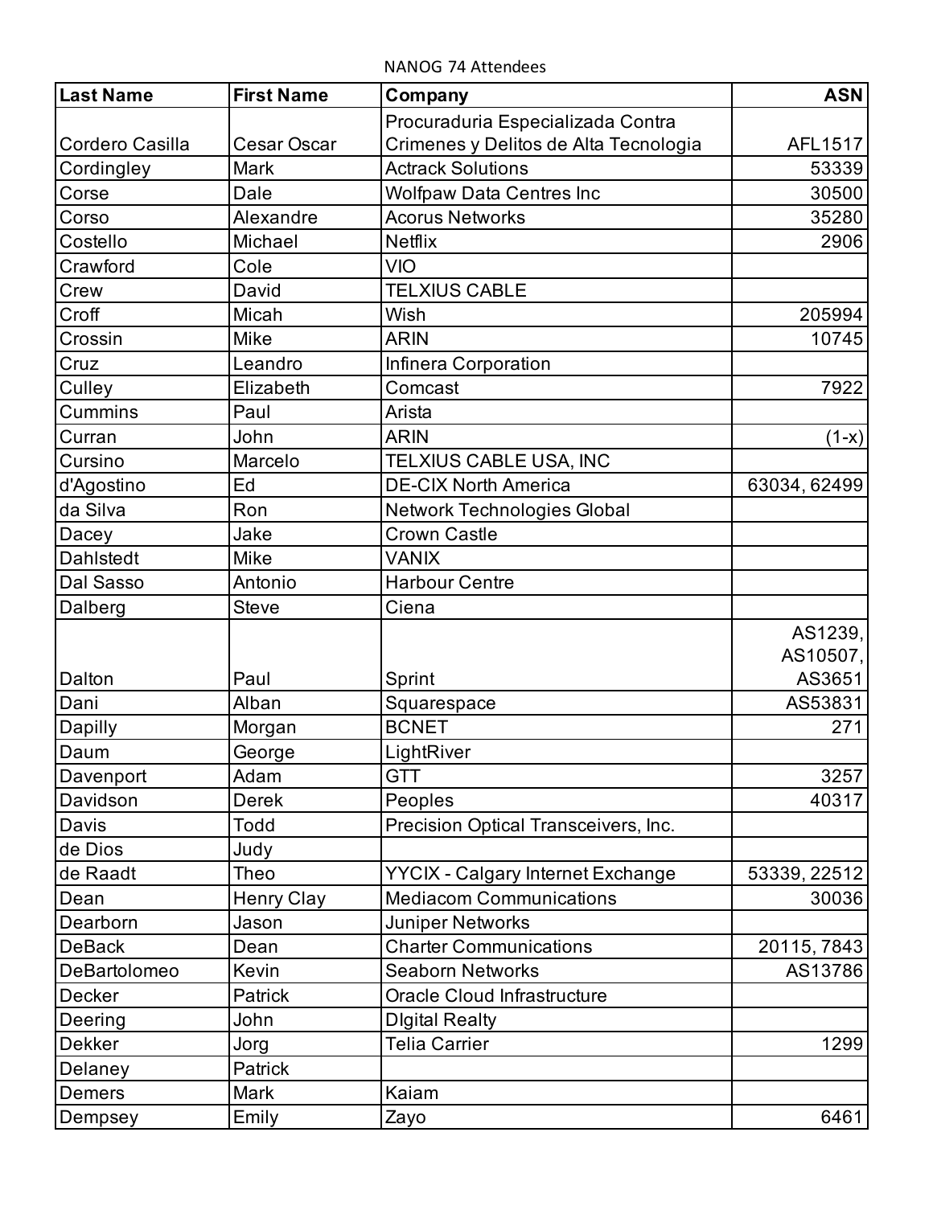NANOG 74 Attendees

| Last Name | First Name | Company | ASN |
|---|---|---|---|
| Cordero Casilla | Cesar Oscar | Procuraduria Especializada Contra Crimenes y Delitos de Alta Tecnologia | AFL1517 |
| Cordingley | Mark | Actrack Solutions | 53339 |
| Corse | Dale | Wolfpaw Data Centres Inc | 30500 |
| Corso | Alexandre | Acorus Networks | 35280 |
| Costello | Michael | Netflix | 2906 |
| Crawford | Cole | VIO | |
| Crew | David | TELXIUS CABLE | |
| Croff | Micah | Wish | 205994 |
| Crossin | Mike | ARIN | 10745 |
| Cruz | Leandro | Infinera Corporation | |
| Culley | Elizabeth | Comcast | 7922 |
| Cummins | Paul | Arista | |
| Curran | John | ARIN | (1-x) |
| Cursino | Marcelo | TELXIUS CABLE USA, INC | |
| d'Agostino | Ed | DE-CIX North America | 63034, 62499 |
| da Silva | Ron | Network Technologies Global | |
| Dacey | Jake | Crown Castle | |
| Dahlstedt | Mike | VANIX | |
| Dal Sasso | Antonio | Harbour Centre | |
| Dalberg | Steve | Ciena | |
| Dalton | Paul | Sprint | AS1239, AS10507, AS3651 |
| Dani | Alban | Squarespace | AS53831 |
| Dapilly | Morgan | BCNET | 271 |
| Daum | George | LightRiver | |
| Davenport | Adam | GTT | 3257 |
| Davidson | Derek | Peoples | 40317 |
| Davis | Todd | Precision Optical Transceivers, Inc. | |
| de Dios | Judy | | |
| de Raadt | Theo | YYCIX - Calgary Internet Exchange | 53339, 22512 |
| Dean | Henry Clay | Mediacom Communications | 30036 |
| Dearborn | Jason | Juniper Networks | |
| DeBack | Dean | Charter Communications | 20115, 7843 |
| DeBartolomeo | Kevin | Seaborn Networks | AS13786 |
| Decker | Patrick | Oracle Cloud Infrastructure | |
| Deering | John | DIgital Realty | |
| Dekker | Jorg | Telia Carrier | 1299 |
| Delaney | Patrick | | |
| Demers | Mark | Kaiam | |
| Dempsey | Emily | Zayo | 6461 |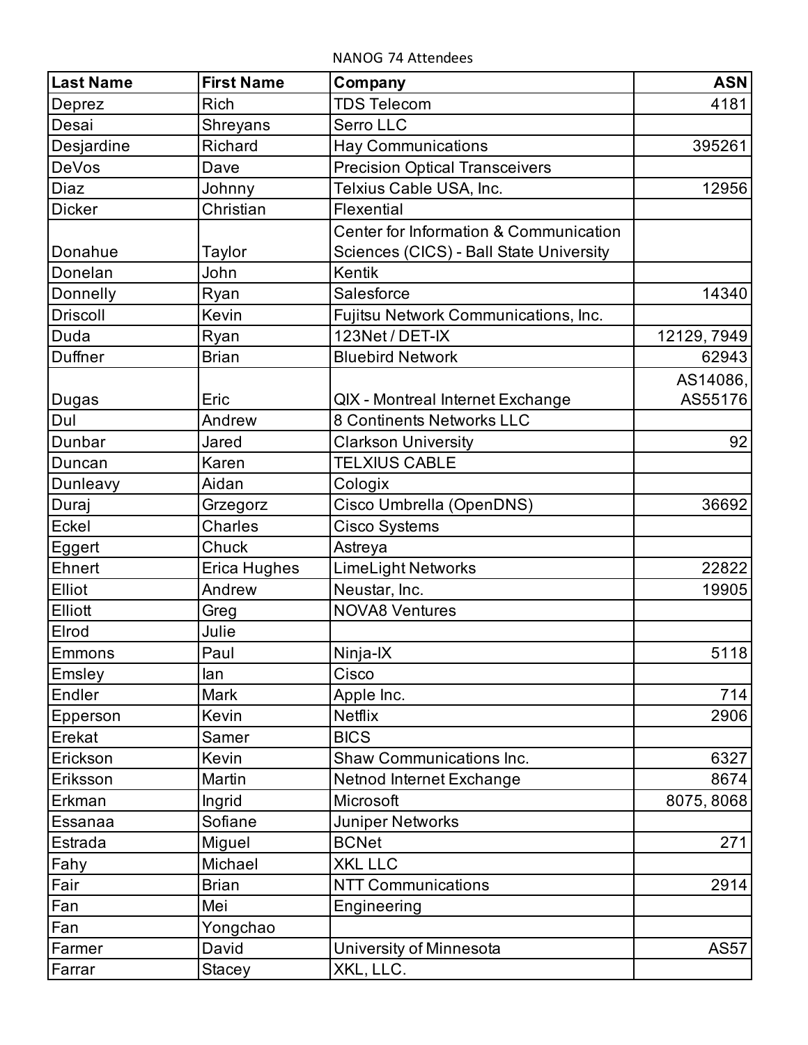NANOG 74 Attendees

| Last Name | First Name | Company | ASN |
|---|---|---|---|
| Deprez | Rich | TDS Telecom | 4181 |
| Desai | Shreyans | Serro LLC | |
| Desjardine | Richard | Hay Communications | 395261 |
| DeVos | Dave | Precision Optical Transceivers | |
| Diaz | Johnny | Telxius Cable USA, Inc. | 12956 |
| Dicker | Christian | Flexential | |
| Donahue | Taylor | Center for Information & Communication Sciences (CICS) - Ball State University | |
| Donelan | John | Kentik | |
| Donnelly | Ryan | Salesforce | 14340 |
| Driscoll | Kevin | Fujitsu Network Communications, Inc. | |
| Duda | Ryan | 123Net / DET-IX | 12129, 7949 |
| Duffner | Brian | Bluebird Network | 62943 |
| Dugas | Eric | QIX - Montreal Internet Exchange | AS14086, AS55176 |
| Dul | Andrew | 8 Continents Networks LLC | |
| Dunbar | Jared | Clarkson University | 92 |
| Duncan | Karen | TELXIUS CABLE | |
| Dunleavy | Aidan | Cologix | |
| Duraj | Grzegorz | Cisco Umbrella (OpenDNS) | 36692 |
| Eckel | Charles | Cisco Systems | |
| Eggert | Chuck | Astreya | |
| Ehnert | Erica Hughes | LimeLight Networks | 22822 |
| Elliot | Andrew | Neustar, Inc. | 19905 |
| Elliott | Greg | NOVA8 Ventures | |
| Elrod | Julie | | |
| Emmons | Paul | Ninja-IX | 5118 |
| Emsley | Ian | Cisco | |
| Endler | Mark | Apple Inc. | 714 |
| Epperson | Kevin | Netflix | 2906 |
| Erekat | Samer | BICS | |
| Erickson | Kevin | Shaw Communications Inc. | 6327 |
| Eriksson | Martin | Netnod Internet Exchange | 8674 |
| Erkman | Ingrid | Microsoft | 8075, 8068 |
| Essanaa | Sofiane | Juniper Networks | |
| Estrada | Miguel | BCNet | 271 |
| Fahy | Michael | XKL LLC | |
| Fair | Brian | NTT Communications | 2914 |
| Fan | Mei | Engineering | |
| Fan | Yongchao | | |
| Farmer | David | University of Minnesota | AS57 |
| Farrar | Stacey | XKL, LLC. | |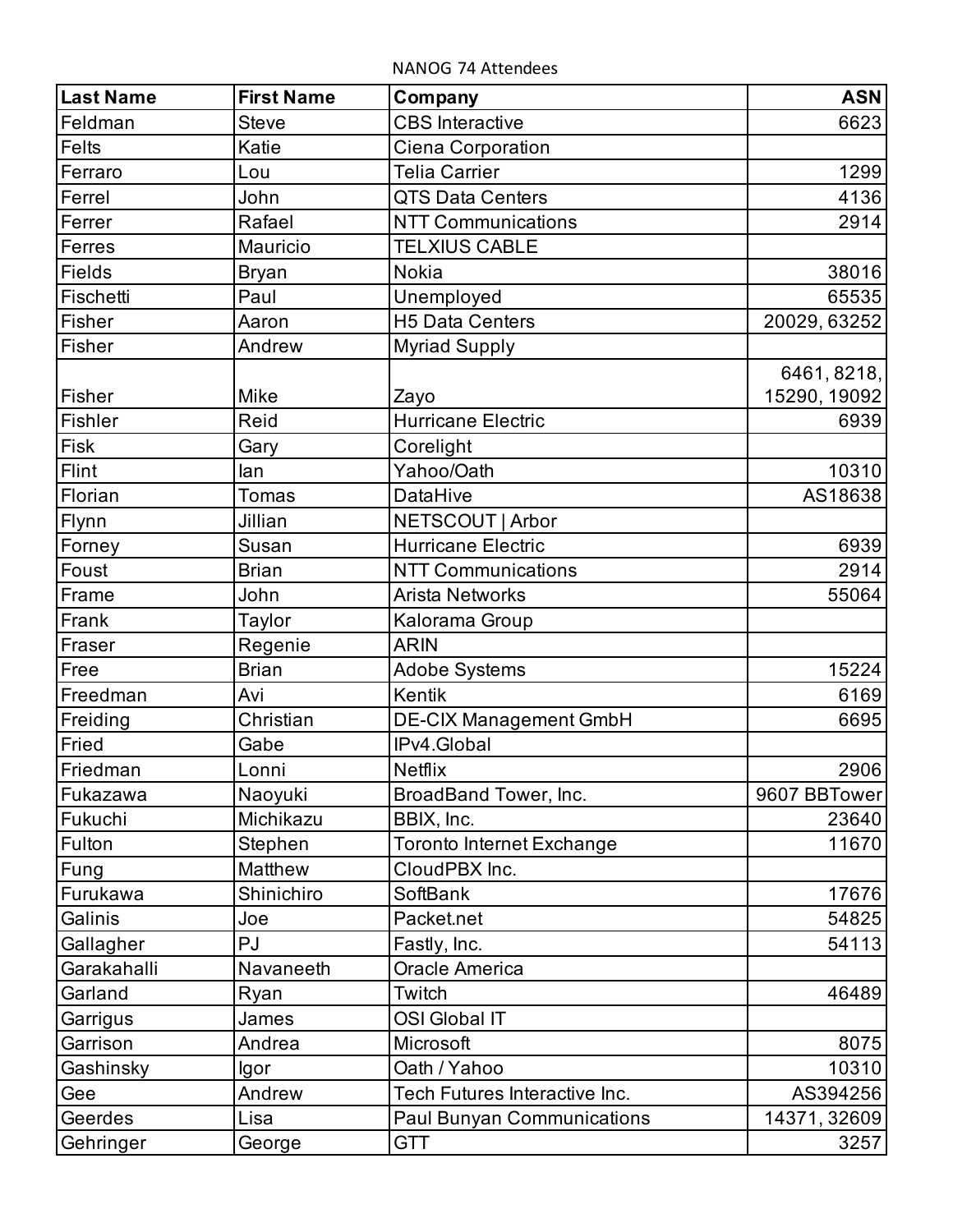NANOG 74 Attendees

| Last Name | First Name | Company | ASN |
|---|---|---|---|
| Feldman | Steve | CBS Interactive | 6623 |
| Felts | Katie | Ciena Corporation | |
| Ferraro | Lou | Telia Carrier | 1299 |
| Ferrel | John | QTS Data Centers | 4136 |
| Ferrer | Rafael | NTT Communications | 2914 |
| Ferres | Mauricio | TELXIUS CABLE | |
| Fields | Bryan | Nokia | 38016 |
| Fischetti | Paul | Unemployed | 65535 |
| Fisher | Aaron | H5 Data Centers | 20029, 63252 |
| Fisher | Andrew | Myriad Supply | |
| Fisher | Mike | Zayo | 6461, 8218, 15290, 19092 |
| Fishler | Reid | Hurricane Electric | 6939 |
| Fisk | Gary | Corelight | |
| Flint | Ian | Yahoo/Oath | 10310 |
| Florian | Tomas | DataHive | AS18638 |
| Flynn | Jillian | NETSCOUT \| Arbor | |
| Forney | Susan | Hurricane Electric | 6939 |
| Foust | Brian | NTT Communications | 2914 |
| Frame | John | Arista Networks | 55064 |
| Frank | Taylor | Kalorama Group | |
| Fraser | Regenie | ARIN | |
| Free | Brian | Adobe Systems | 15224 |
| Freedman | Avi | Kentik | 6169 |
| Freiding | Christian | DE-CIX Management GmbH | 6695 |
| Fried | Gabe | IPv4.Global | |
| Friedman | Lonni | Netflix | 2906 |
| Fukazawa | Naoyuki | BroadBand Tower, Inc. | 9607 BBTower |
| Fukuchi | Michikazu | BBIX, Inc. | 23640 |
| Fulton | Stephen | Toronto Internet Exchange | 11670 |
| Fung | Matthew | CloudPBX Inc. | |
| Furukawa | Shinichiro | SoftBank | 17676 |
| Galinis | Joe | Packet.net | 54825 |
| Gallagher | PJ | Fastly, Inc. | 54113 |
| Garakahalli | Navaneeth | Oracle America | |
| Garland | Ryan | Twitch | 46489 |
| Garrigus | James | OSI Global IT | |
| Garrison | Andrea | Microsoft | 8075 |
| Gashinsky | Igor | Oath / Yahoo | 10310 |
| Gee | Andrew | Tech Futures Interactive Inc. | AS394256 |
| Geerdes | Lisa | Paul Bunyan Communications | 14371, 32609 |
| Gehringer | George | GTT | 3257 |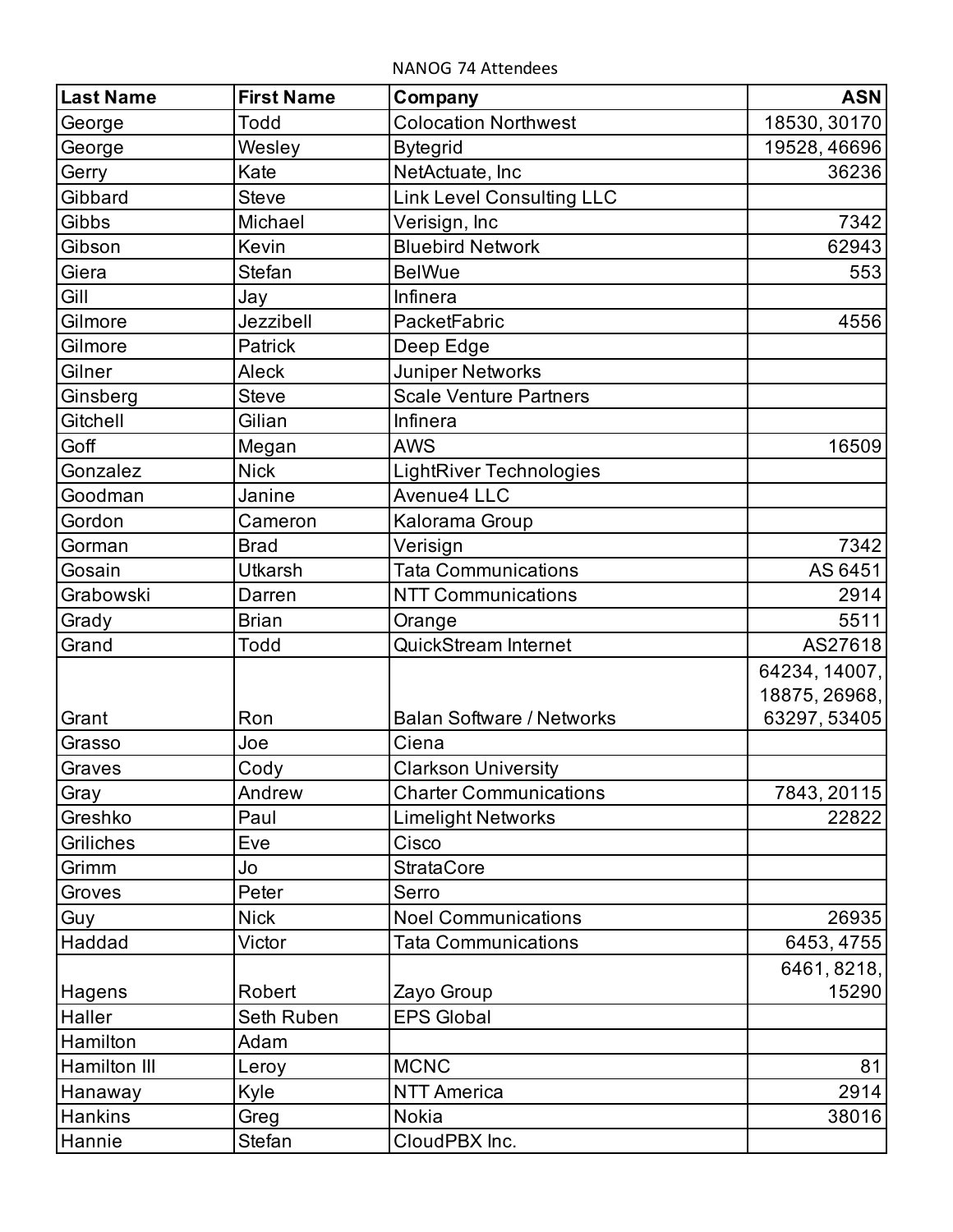NANOG 74 Attendees

| Last Name | First Name | Company | ASN |
|---|---|---|---|
| George | Todd | Colocation Northwest | 18530, 30170 |
| George | Wesley | Bytegrid | 19528, 46696 |
| Gerry | Kate | NetActuate, Inc | 36236 |
| Gibbard | Steve | Link Level Consulting LLC | |
| Gibbs | Michael | Verisign, Inc | 7342 |
| Gibson | Kevin | Bluebird Network | 62943 |
| Giera | Stefan | BelWue | 553 |
| Gill | Jay | Infinera | |
| Gilmore | Jezzibell | PacketFabric | 4556 |
| Gilmore | Patrick | Deep Edge | |
| Gilner | Aleck | Juniper Networks | |
| Ginsberg | Steve | Scale Venture Partners | |
| Gitchell | Gilian | Infinera | |
| Goff | Megan | AWS | 16509 |
| Gonzalez | Nick | LightRiver Technologies | |
| Goodman | Janine | Avenue4 LLC | |
| Gordon | Cameron | Kalorama Group | |
| Gorman | Brad | Verisign | 7342 |
| Gosain | Utkarsh | Tata Communications | AS 6451 |
| Grabowski | Darren | NTT Communications | 2914 |
| Grady | Brian | Orange | 5511 |
| Grand | Todd | QuickStream Internet | AS27618 |
| Grant | Ron | Balan Software / Networks | 64234, 14007, 18875, 26968, 63297, 53405 |
| Grasso | Joe | Ciena | |
| Graves | Cody | Clarkson University | |
| Gray | Andrew | Charter Communications | 7843, 20115 |
| Greshko | Paul | Limelight Networks | 22822 |
| Griliches | Eve | Cisco | |
| Grimm | Jo | StrataCore | |
| Groves | Peter | Serro | |
| Guy | Nick | Noel Communications | 26935 |
| Haddad | Victor | Tata Communications | 6453, 4755 |
| Hagens | Robert | Zayo Group | 6461, 8218, 15290 |
| Haller | Seth Ruben | EPS Global | |
| Hamilton | Adam | | |
| Hamilton III | Leroy | MCNC | 81 |
| Hanaway | Kyle | NTT America | 2914 |
| Hankins | Greg | Nokia | 38016 |
| Hannie | Stefan | CloudPBX Inc. | |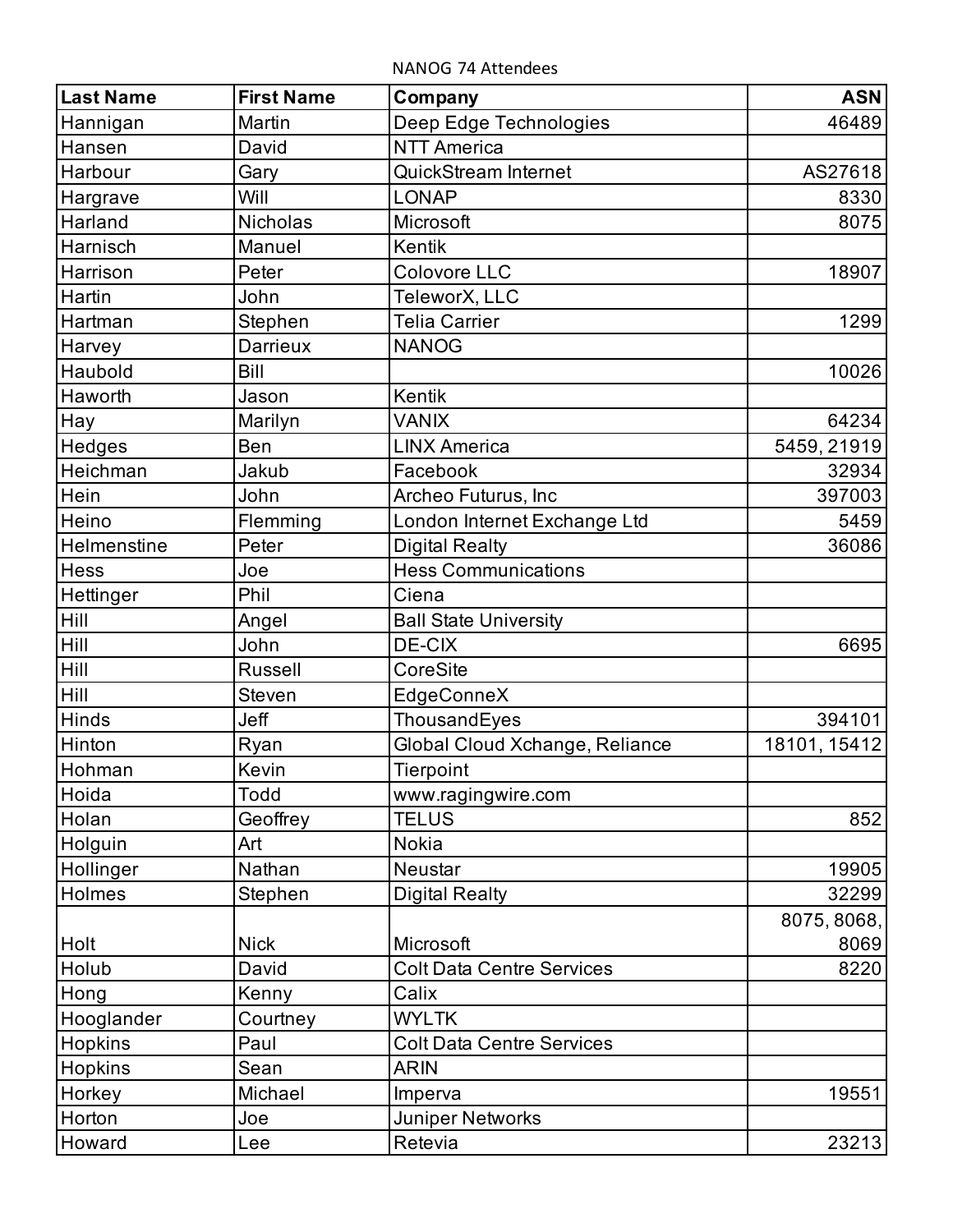NANOG 74 Attendees

| Last Name | First Name | Company | ASN |
|---|---|---|---|
| Hannigan | Martin | Deep Edge Technologies | 46489 |
| Hansen | David | NTT America | |
| Harbour | Gary | QuickStream Internet | AS27618 |
| Hargrave | Will | LONAP | 8330 |
| Harland | Nicholas | Microsoft | 8075 |
| Harnisch | Manuel | Kentik | |
| Harrison | Peter | Colovore LLC | 18907 |
| Hartin | John | TeleworX, LLC | |
| Hartman | Stephen | Telia Carrier | 1299 |
| Harvey | Darrieux | NANOG | |
| Haubold | Bill | | 10026 |
| Haworth | Jason | Kentik | |
| Hay | Marilyn | VANIX | 64234 |
| Hedges | Ben | LINX America | 5459, 21919 |
| Heichman | Jakub | Facebook | 32934 |
| Hein | John | Archeo Futurus, Inc | 397003 |
| Heino | Flemming | London Internet Exchange Ltd | 5459 |
| Helmenstine | Peter | Digital Realty | 36086 |
| Hess | Joe | Hess Communications | |
| Hettinger | Phil | Ciena | |
| Hill | Angel | Ball State University | |
| Hill | John | DE-CIX | 6695 |
| Hill | Russell | CoreSite | |
| Hill | Steven | EdgeConneX | |
| Hinds | Jeff | ThousandEyes | 394101 |
| Hinton | Ryan | Global Cloud Xchange, Reliance | 18101, 15412 |
| Hohman | Kevin | Tierpoint | |
| Hoida | Todd | www.ragingwire.com | |
| Holan | Geoffrey | TELUS | 852 |
| Holguin | Art | Nokia | |
| Hollinger | Nathan | Neustar | 19905 |
| Holmes | Stephen | Digital Realty | 32299 |
| Holt | Nick | Microsoft | 8075, 8068, 8069 |
| Holub | David | Colt Data Centre Services | 8220 |
| Hong | Kenny | Calix | |
| Hooglander | Courtney | WYLTK | |
| Hopkins | Paul | Colt Data Centre Services | |
| Hopkins | Sean | ARIN | |
| Horkey | Michael | Imperva | 19551 |
| Horton | Joe | Juniper Networks | |
| Howard | Lee | Retevia | 23213 |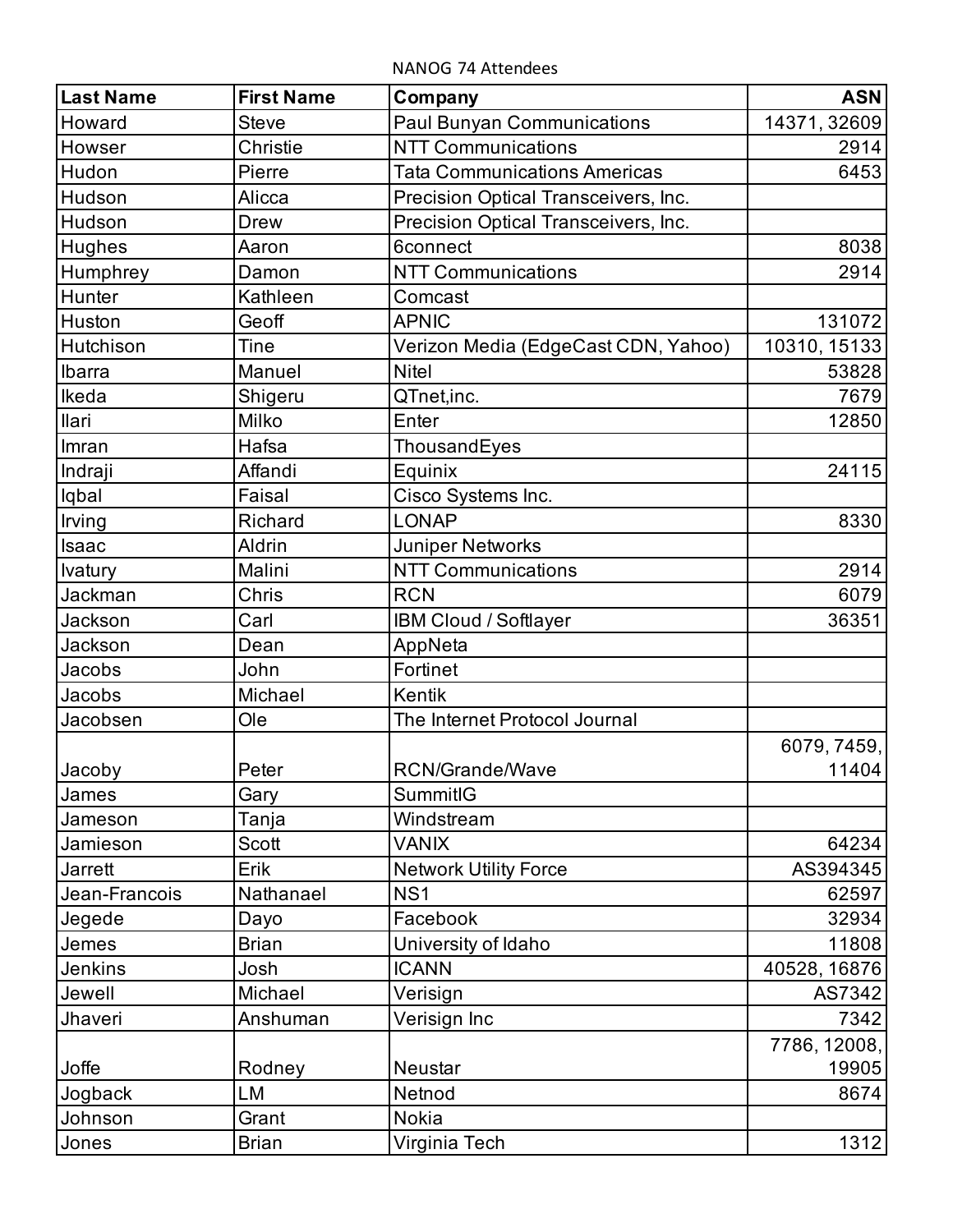NANOG 74 Attendees

| Last Name | First Name | Company | ASN |
|---|---|---|---|
| Howard | Steve | Paul Bunyan Communications | 14371, 32609 |
| Howser | Christie | NTT Communications | 2914 |
| Hudon | Pierre | Tata Communications Americas | 6453 |
| Hudson | Alicca | Precision Optical Transceivers, Inc. | |
| Hudson | Drew | Precision Optical Transceivers, Inc. | |
| Hughes | Aaron | 6connect | 8038 |
| Humphrey | Damon | NTT Communications | 2914 |
| Hunter | Kathleen | Comcast | |
| Huston | Geoff | APNIC | 131072 |
| Hutchison | Tine | Verizon Media (EdgeCast CDN, Yahoo) | 10310, 15133 |
| Ibarra | Manuel | Nitel | 53828 |
| Ikeda | Shigeru | QTnet,inc. | 7679 |
| Ilari | Milko | Enter | 12850 |
| Imran | Hafsa | ThousandEyes | |
| Indraji | Affandi | Equinix | 24115 |
| Iqbal | Faisal | Cisco Systems Inc. | |
| Irving | Richard | LONAP | 8330 |
| Isaac | Aldrin | Juniper Networks | |
| Ivatury | Malini | NTT Communications | 2914 |
| Jackman | Chris | RCN | 6079 |
| Jackson | Carl | IBM Cloud / Softlayer | 36351 |
| Jackson | Dean | AppNeta | |
| Jacobs | John | Fortinet | |
| Jacobs | Michael | Kentik | |
| Jacobsen | Ole | The Internet Protocol Journal | |
| Jacoby | Peter | RCN/Grande/Wave | 6079, 7459, 11404 |
| James | Gary | SummitIG | |
| Jameson | Tanja | Windstream | |
| Jamieson | Scott | VANIX | 64234 |
| Jarrett | Erik | Network Utility Force | AS394345 |
| Jean-Francois | Nathanael | NS1 | 62597 |
| Jegede | Dayo | Facebook | 32934 |
| Jemes | Brian | University of Idaho | 11808 |
| Jenkins | Josh | ICANN | 40528, 16876 |
| Jewell | Michael | Verisign | AS7342 |
| Jhaveri | Anshuman | Verisign Inc | 7342 |
| Joffe | Rodney | Neustar | 7786, 12008, 19905 |
| Jogback | LM | Netnod | 8674 |
| Johnson | Grant | Nokia | |
| Jones | Brian | Virginia Tech | 1312 |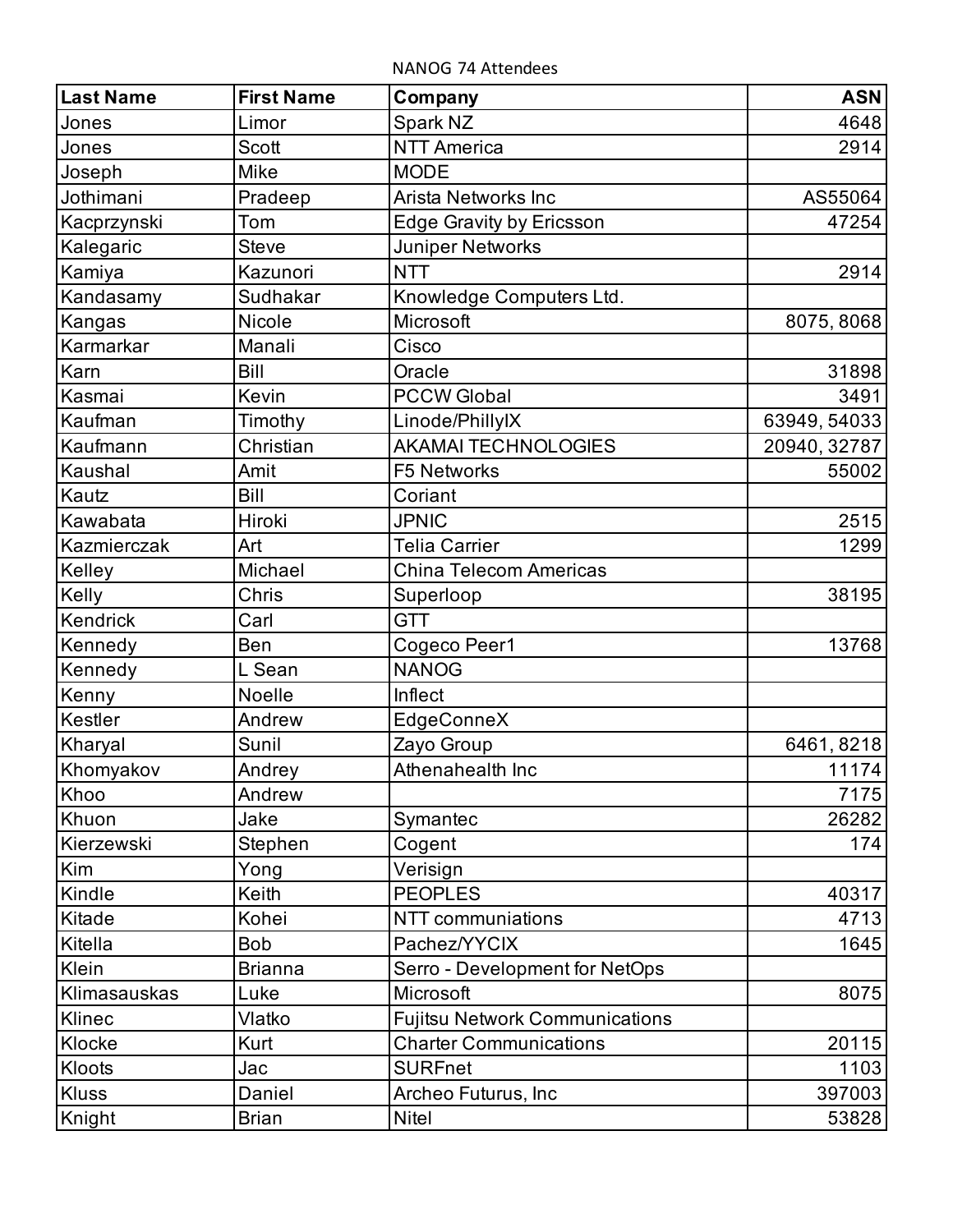NANOG 74 Attendees

| Last Name | First Name | Company | ASN |
|---|---|---|---|
| Jones | Limor | Spark NZ | 4648 |
| Jones | Scott | NTT America | 2914 |
| Joseph | Mike | MODE | |
| Jothimani | Pradeep | Arista Networks Inc | AS55064 |
| Kacprzynski | Tom | Edge Gravity by Ericsson | 47254 |
| Kalegaric | Steve | Juniper Networks | |
| Kamiya | Kazunori | NTT | 2914 |
| Kandasamy | Sudhakar | Knowledge Computers Ltd. | |
| Kangas | Nicole | Microsoft | 8075, 8068 |
| Karmarkar | Manali | Cisco | |
| Karn | Bill | Oracle | 31898 |
| Kasmai | Kevin | PCCW Global | 3491 |
| Kaufman | Timothy | Linode/PhillyIX | 63949, 54033 |
| Kaufmann | Christian | AKAMAI TECHNOLOGIES | 20940, 32787 |
| Kaushal | Amit | F5 Networks | 55002 |
| Kautz | Bill | Coriant | |
| Kawabata | Hiroki | JPNIC | 2515 |
| Kazmierczak | Art | Telia Carrier | 1299 |
| Kelley | Michael | China Telecom Americas | |
| Kelly | Chris | Superloop | 38195 |
| Kendrick | Carl | GTT | |
| Kennedy | Ben | Cogeco Peer1 | 13768 |
| Kennedy | L Sean | NANOG | |
| Kenny | Noelle | Inflect | |
| Kestler | Andrew | EdgeConneX | |
| Kharyal | Sunil | Zayo Group | 6461, 8218 |
| Khomyakov | Andrey | Athenahealth Inc | 11174 |
| Khoo | Andrew | | 7175 |
| Khuon | Jake | Symantec | 26282 |
| Kierzewski | Stephen | Cogent | 174 |
| Kim | Yong | Verisign | |
| Kindle | Keith | PEOPLES | 40317 |
| Kitade | Kohei | NTT communiations | 4713 |
| Kitella | Bob | Pachez/YYCIX | 1645 |
| Klein | Brianna | Serro - Development for NetOps | |
| Klimasauskas | Luke | Microsoft | 8075 |
| Klinec | Vlatko | Fujitsu Network Communications | |
| Klocke | Kurt | Charter Communications | 20115 |
| Kloots | Jac | SURFnet | 1103 |
| Kluss | Daniel | Archeo Futurus, Inc | 397003 |
| Knight | Brian | Nitel | 53828 |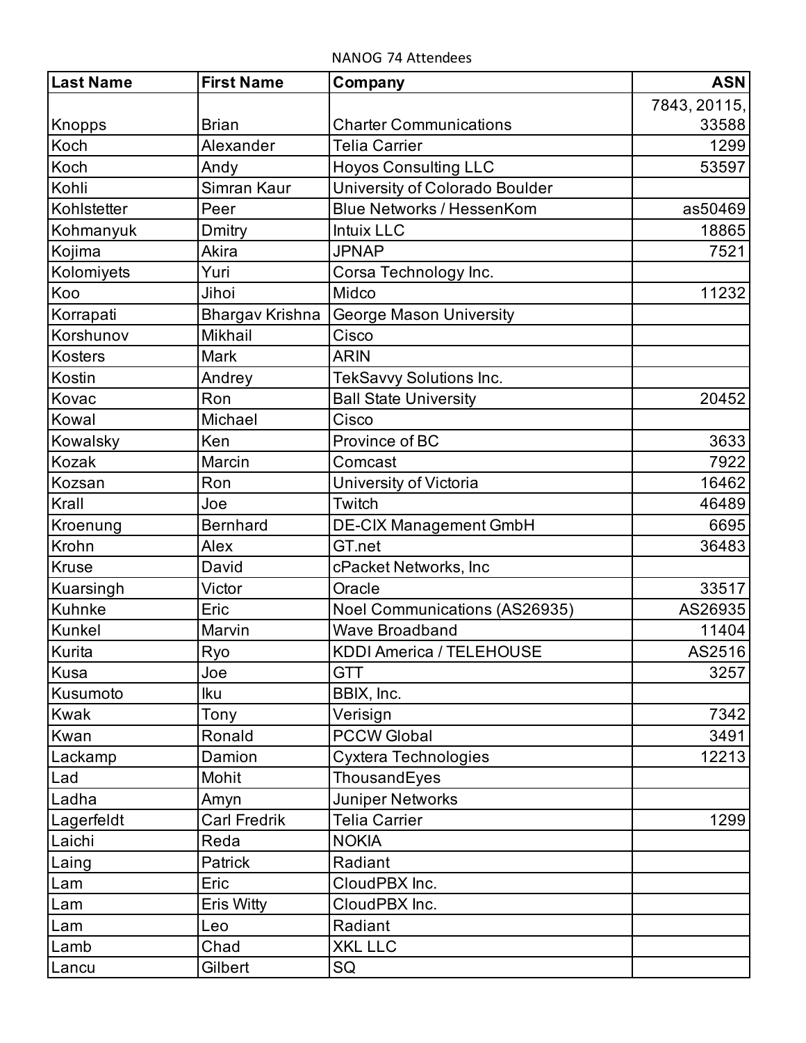NANOG 74 Attendees

| Last Name | First Name | Company | ASN |
|---|---|---|---|
| Knopps | Brian | Charter Communications | 7843, 20115, 33588 |
| Koch | Alexander | Telia Carrier | 1299 |
| Koch | Andy | Hoyos Consulting LLC | 53597 |
| Kohli | Simran Kaur | University of Colorado Boulder | |
| Kohlstetter | Peer | Blue Networks / HessenKom | as50469 |
| Kohmanyuk | Dmitry | Intuix LLC | 18865 |
| Kojima | Akira | JPNAP | 7521 |
| Kolomiyets | Yuri | Corsa Technology Inc. | |
| Koo | Jihoi | Midco | 11232 |
| Korrapati | Bhargav Krishna | George Mason University | |
| Korshunov | Mikhail | Cisco | |
| Kosters | Mark | ARIN | |
| Kostin | Andrey | TekSavvy Solutions Inc. | |
| Kovac | Ron | Ball State University | 20452 |
| Kowal | Michael | Cisco | |
| Kowalsky | Ken | Province of BC | 3633 |
| Kozak | Marcin | Comcast | 7922 |
| Kozsan | Ron | University of Victoria | 16462 |
| Krall | Joe | Twitch | 46489 |
| Kroenung | Bernhard | DE-CIX Management GmbH | 6695 |
| Krohn | Alex | GT.net | 36483 |
| Kruse | David | cPacket Networks, Inc | |
| Kuarsingh | Victor | Oracle | 33517 |
| Kuhnke | Eric | Noel Communications (AS26935) | AS26935 |
| Kunkel | Marvin | Wave Broadband | 11404 |
| Kurita | Ryo | KDDI America / TELEHOUSE | AS2516 |
| Kusa | Joe | GTT | 3257 |
| Kusumoto | Iku | BBIX, Inc. | |
| Kwak | Tony | Verisign | 7342 |
| Kwan | Ronald | PCCW Global | 3491 |
| Lackamp | Damion | Cyxtera Technologies | 12213 |
| Lad | Mohit | ThousandEyes | |
| Ladha | Amyn | Juniper Networks | |
| Lagerfeldt | Carl Fredrik | Telia Carrier | 1299 |
| Laichi | Reda | NOKIA | |
| Laing | Patrick | Radiant | |
| Lam | Eric | CloudPBX Inc. | |
| Lam | Eris Witty | CloudPBX Inc. | |
| Lam | Leo | Radiant | |
| Lamb | Chad | XKL LLC | |
| Lancu | Gilbert | SQ | |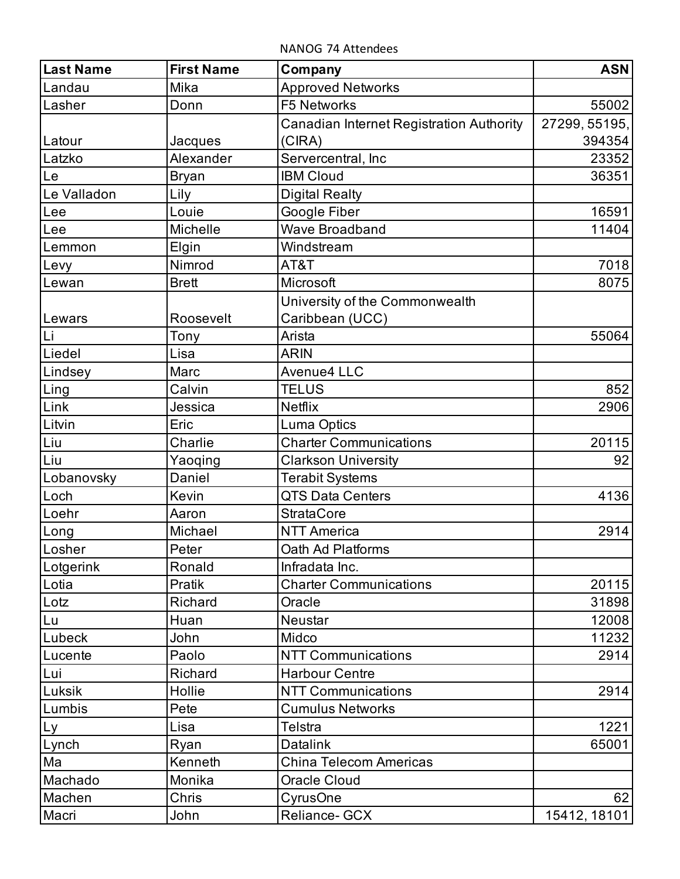NANOG 74 Attendees

| Last Name | First Name | Company | ASN |
|---|---|---|---|
| Landau | Mika | Approved Networks | |
| Lasher | Donn | F5 Networks | 55002 |
| Latour | Jacques | Canadian Internet Registration Authority (CIRA) | 27299, 55195, 394354 |
| Latzko | Alexander | Servercentral, Inc | 23352 |
| Le | Bryan | IBM Cloud | 36351 |
| Le Valladon | Lily | Digital Realty | |
| Lee | Louie | Google Fiber | 16591 |
| Lee | Michelle | Wave Broadband | 11404 |
| Lemmon | Elgin | Windstream | |
| Levy | Nimrod | AT&T | 7018 |
| Lewan | Brett | Microsoft | 8075 |
| Lewars | Roosevelt | University of the Commonwealth Caribbean (UCC) | |
| Li | Tony | Arista | 55064 |
| Liedel | Lisa | ARIN | |
| Lindsey | Marc | Avenue4 LLC | |
| Ling | Calvin | TELUS | 852 |
| Link | Jessica | Netflix | 2906 |
| Litvin | Eric | Luma Optics | |
| Liu | Charlie | Charter Communications | 20115 |
| Liu | Yaoqing | Clarkson University | 92 |
| Lobanovsky | Daniel | Terabit Systems | |
| Loch | Kevin | QTS Data Centers | 4136 |
| Loehr | Aaron | StrataCore | |
| Long | Michael | NTT America | 2914 |
| Losher | Peter | Oath Ad Platforms | |
| Lotgerink | Ronald | Infradata Inc. | |
| Lotia | Pratik | Charter Communications | 20115 |
| Lotz | Richard | Oracle | 31898 |
| Lu | Huan | Neustar | 12008 |
| Lubeck | John | Midco | 11232 |
| Lucente | Paolo | NTT Communications | 2914 |
| Lui | Richard | Harbour Centre | |
| Luksik | Hollie | NTT Communications | 2914 |
| Lumbis | Pete | Cumulus Networks | |
| Ly | Lisa | Telstra | 1221 |
| Lynch | Ryan | Datalink | 65001 |
| Ma | Kenneth | China Telecom Americas | |
| Machado | Monika | Oracle Cloud | |
| Machen | Chris | CyrusOne | 62 |
| Macri | John | Reliance- GCX | 15412, 18101 |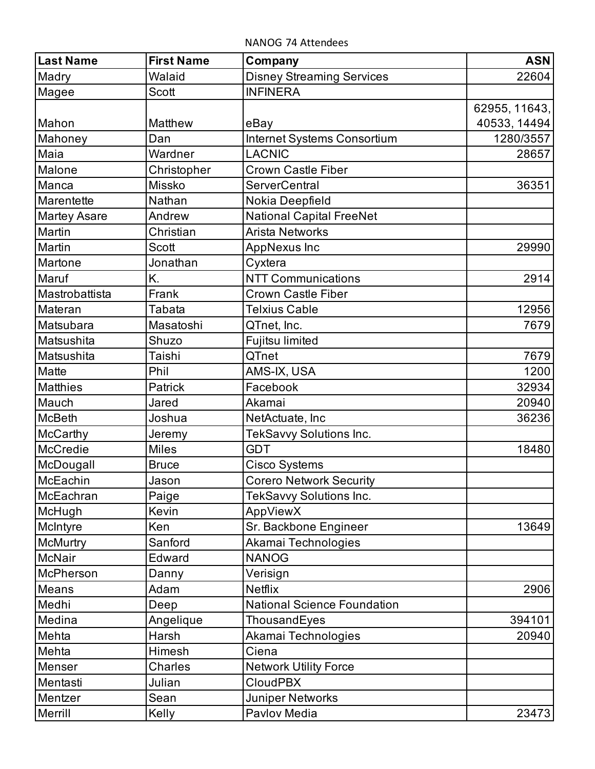NANOG 74 Attendees

| Last Name | First Name | Company | ASN |
| --- | --- | --- | ---: |
| Madry | Walaid | Disney Streaming Services | 22604 |
| Magee | Scott | INFINERA | |
| Mahon | Matthew | eBay | 62955, 11643, 40533, 14494 |
| Mahoney | Dan | Internet Systems Consortium | 1280/3557 |
| Maia | Wardner | LACNIC | 28657 |
| Malone | Christopher | Crown Castle Fiber | |
| Manca | Missko | ServerCentral | 36351 |
| Marentette | Nathan | Nokia Deepfield | |
| Martey Asare | Andrew | National Capital FreeNet | |
| Martin | Christian | Arista Networks | |
| Martin | Scott | AppNexus Inc | 29990 |
| Martone | Jonathan | Cyxtera | |
| Maruf | K. | NTT Communications | 2914 |
| Mastrobattista | Frank | Crown Castle Fiber | |
| Materan | Tabata | Telxius Cable | 12956 |
| Matsubara | Masatoshi | QTnet, Inc. | 7679 |
| Matsushita | Shuzo | Fujitsu limited | |
| Matsushita | Taishi | QTnet | 7679 |
| Matte | Phil | AMS-IX, USA | 1200 |
| Matthies | Patrick | Facebook | 32934 |
| Mauch | Jared | Akamai | 20940 |
| McBeth | Joshua | NetActuate, Inc | 36236 |
| McCarthy | Jeremy | TekSavvy Solutions Inc. | |
| McCredie | Miles | GDT | 18480 |
| McDougall | Bruce | Cisco Systems | |
| McEachin | Jason | Corero Network Security | |
| McEachran | Paige | TekSavvy Solutions Inc. | |
| McHugh | Kevin | AppViewX | |
| McIntyre | Ken | Sr. Backbone Engineer | 13649 |
| McMurtry | Sanford | Akamai Technologies | |
| McNair | Edward | NANOG | |
| McPherson | Danny | Verisign | |
| Means | Adam | Netflix | 2906 |
| Medhi | Deep | National Science Foundation | |
| Medina | Angelique | ThousandEyes | 394101 |
| Mehta | Harsh | Akamai Technologies | 20940 |
| Mehta | Himesh | Ciena | |
| Menser | Charles | Network Utility Force | |
| Mentasti | Julian | CloudPBX | |
| Mentzer | Sean | Juniper Networks | |
| Merrill | Kelly | Pavlov Media | 23473 |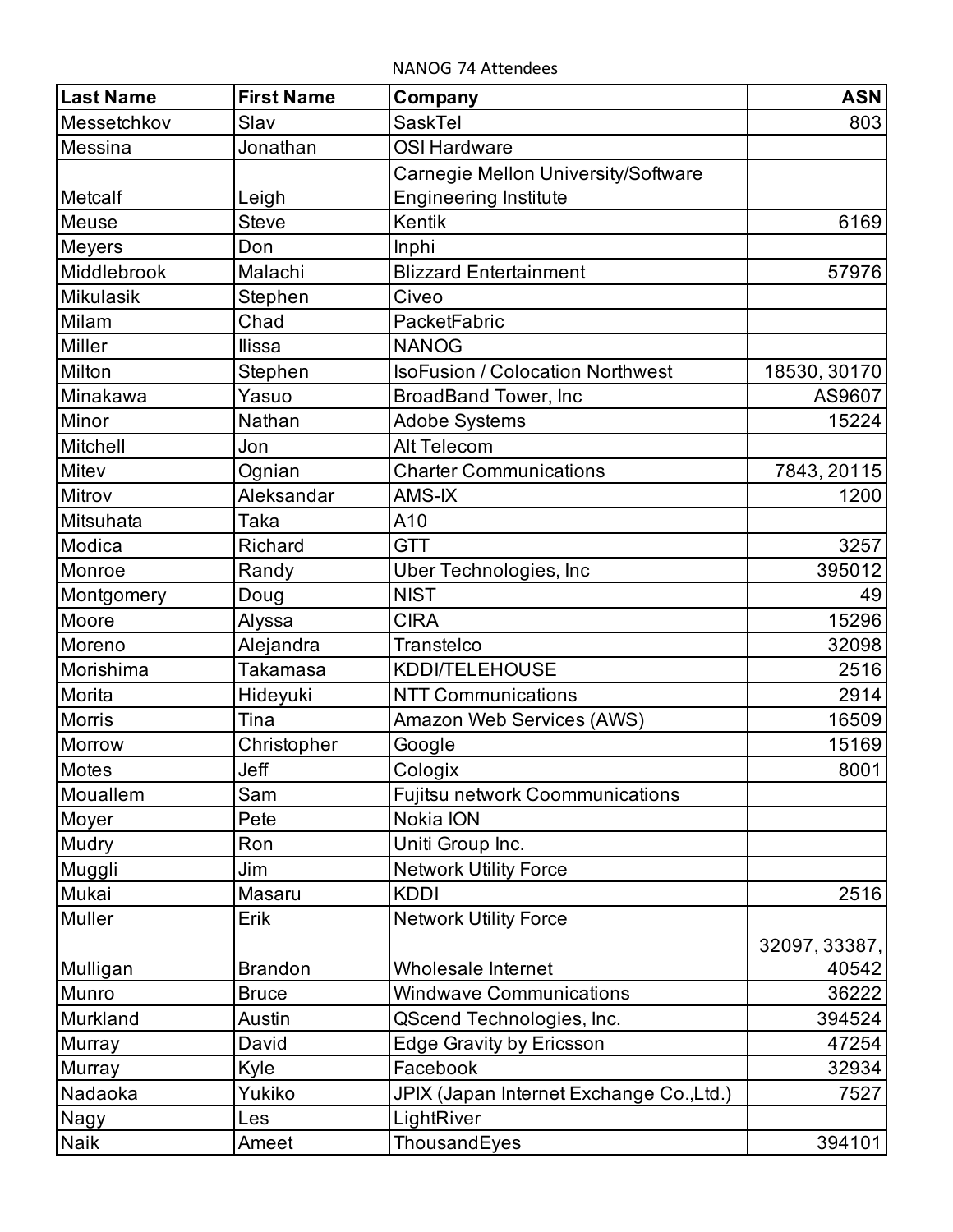NANOG 74 Attendees

| Last Name | First Name | Company | ASN |
|---|---|---|---|
| Messetchkov | Slav | SaskTel | 803 |
| Messina | Jonathan | OSI Hardware | |
| Metcalf | Leigh | Carnegie Mellon University/Software Engineering Institute | |
| Meuse | Steve | Kentik | 6169 |
| Meyers | Don | Inphi | |
| Middlebrook | Malachi | Blizzard Entertainment | 57976 |
| Mikulasik | Stephen | Civeo | |
| Milam | Chad | PacketFabric | |
| Miller | Ilissa | NANOG | |
| Milton | Stephen | IsoFusion / Colocation Northwest | 18530, 30170 |
| Minakawa | Yasuo | BroadBand Tower, Inc | AS9607 |
| Minor | Nathan | Adobe Systems | 15224 |
| Mitchell | Jon | Alt Telecom | |
| Mitev | Ognian | Charter Communications | 7843, 20115 |
| Mitrov | Aleksandar | AMS-IX | 1200 |
| Mitsuhata | Taka | A10 | |
| Modica | Richard | GTT | 3257 |
| Monroe | Randy | Uber Technologies, Inc | 395012 |
| Montgomery | Doug | NIST | 49 |
| Moore | Alyssa | CIRA | 15296 |
| Moreno | Alejandra | Transtelco | 32098 |
| Morishima | Takamasa | KDDI/TELEHOUSE | 2516 |
| Morita | Hideyuki | NTT Communications | 2914 |
| Morris | Tina | Amazon Web Services (AWS) | 16509 |
| Morrow | Christopher | Google | 15169 |
| Motes | Jeff | Cologix | 8001 |
| Mouallem | Sam | Fujitsu network Coommunications | |
| Moyer | Pete | Nokia ION | |
| Mudry | Ron | Uniti Group Inc. | |
| Muggli | Jim | Network Utility Force | |
| Mukai | Masaru | KDDI | 2516 |
| Muller | Erik | Network Utility Force | |
| Mulligan | Brandon | Wholesale Internet | 32097, 33387, 40542 |
| Munro | Bruce | Windwave Communications | 36222 |
| Murkland | Austin | QScend Technologies, Inc. | 394524 |
| Murray | David | Edge Gravity by Ericsson | 47254 |
| Murray | Kyle | Facebook | 32934 |
| Nadaoka | Yukiko | JPIX (Japan Internet Exchange Co.,Ltd.) | 7527 |
| Nagy | Les | LightRiver | |
| Naik | Ameet | ThousandEyes | 394101 |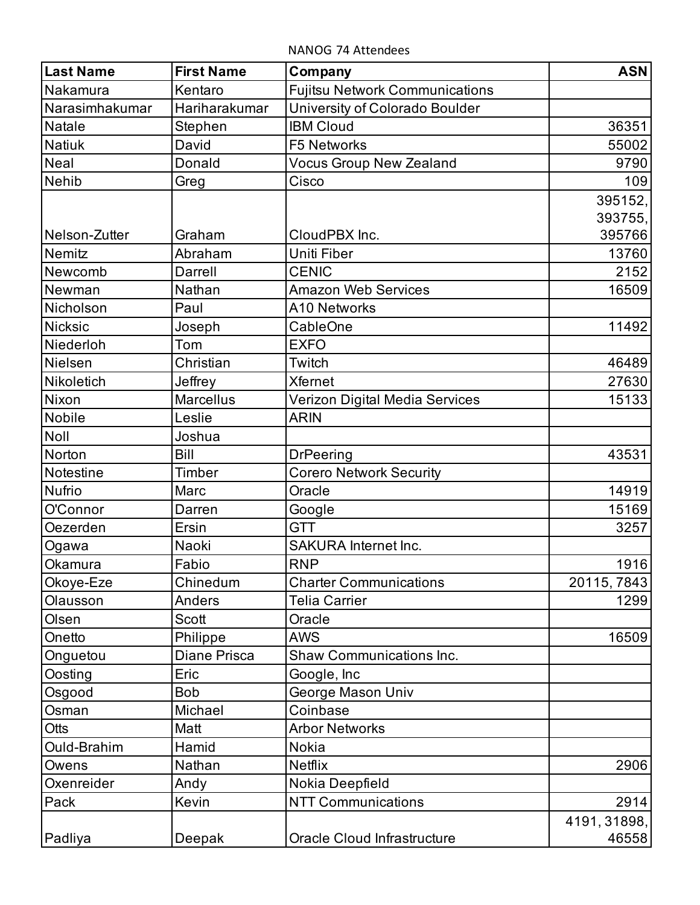NANOG 74 Attendees

| Last Name | First Name | Company | ASN |
|---|---|---|---|
| Nakamura | Kentaro | Fujitsu Network Communications | |
| Narasimhakumar | Hariharakumar | University of Colorado Boulder | |
| Natale | Stephen | IBM Cloud | 36351 |
| Natiuk | David | F5 Networks | 55002 |
| Neal | Donald | Vocus Group New Zealand | 9790 |
| Nehib | Greg | Cisco | 109 |
| Nelson-Zutter | Graham | CloudPBX Inc. | 395152, 393755, 395766 |
| Nemitz | Abraham | Uniti Fiber | 13760 |
| Newcomb | Darrell | CENIC | 2152 |
| Newman | Nathan | Amazon Web Services | 16509 |
| Nicholson | Paul | A10 Networks | |
| Nicksic | Joseph | CableOne | 11492 |
| Niederloh | Tom | EXFO | |
| Nielsen | Christian | Twitch | 46489 |
| Nikoletich | Jeffrey | Xfernet | 27630 |
| Nixon | Marcellus | Verizon Digital Media Services | 15133 |
| Nobile | Leslie | ARIN | |
| Noll | Joshua | | |
| Norton | Bill | DrPeering | 43531 |
| Notestine | Timber | Corero Network Security | |
| Nufrio | Marc | Oracle | 14919 |
| O'Connor | Darren | Google | 15169 |
| Oezerden | Ersin | GTT | 3257 |
| Ogawa | Naoki | SAKURA Internet Inc. | |
| Okamura | Fabio | RNP | 1916 |
| Okoye-Eze | Chinedum | Charter Communications | 20115, 7843 |
| Olausson | Anders | Telia Carrier | 1299 |
| Olsen | Scott | Oracle | |
| Onetto | Philippe | AWS | 16509 |
| Onguetou | Diane Prisca | Shaw Communications Inc. | |
| Oosting | Eric | Google, Inc | |
| Osgood | Bob | George Mason Univ | |
| Osman | Michael | Coinbase | |
| Otts | Matt | Arbor Networks | |
| Ould-Brahim | Hamid | Nokia | |
| Owens | Nathan | Netflix | 2906 |
| Oxenreider | Andy | Nokia Deepfield | |
| Pack | Kevin | NTT Communications | 2914 |
| Padliya | Deepak | Oracle Cloud Infrastructure | 4191, 31898, 46558 |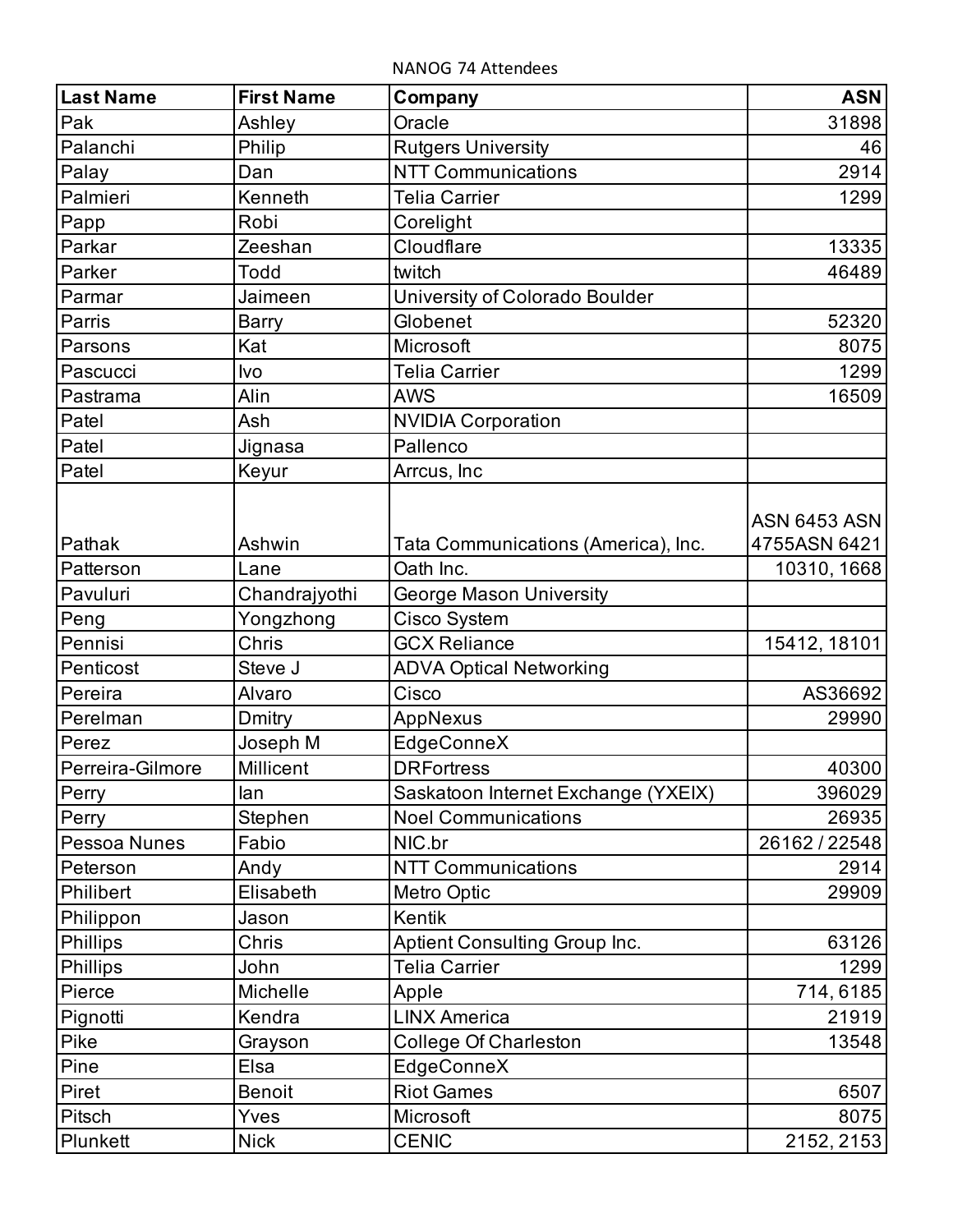NANOG 74 Attendees

| Last Name | First Name | Company | ASN |
|---|---|---|---|
| Pak | Ashley | Oracle | 31898 |
| Palanchi | Philip | Rutgers University | 46 |
| Palay | Dan | NTT Communications | 2914 |
| Palmieri | Kenneth | Telia Carrier | 1299 |
| Papp | Robi | Corelight | |
| Parkar | Zeeshan | Cloudflare | 13335 |
| Parker | Todd | twitch | 46489 |
| Parmar | Jaimeen | University of Colorado Boulder | |
| Parris | Barry | Globenet | 52320 |
| Parsons | Kat | Microsoft | 8075 |
| Pascucci | Ivo | Telia Carrier | 1299 |
| Pastrama | Alin | AWS | 16509 |
| Patel | Ash | NVIDIA Corporation | |
| Patel | Jignasa | Pallenco | |
| Patel | Keyur | Arrcus, Inc | |
| Pathak | Ashwin | Tata Communications (America), Inc. | ASN 6453 ASN 4755ASN 6421 |
| Patterson | Lane | Oath Inc. | 10310, 1668 |
| Pavuluri | Chandrajyothi | George Mason University | |
| Peng | Yongzhong | Cisco System | |
| Pennisi | Chris | GCX Reliance | 15412, 18101 |
| Penticost | Steve J | ADVA Optical Networking | |
| Pereira | Alvaro | Cisco | AS36692 |
| Perelman | Dmitry | AppNexus | 29990 |
| Perez | Joseph M | EdgeConneX | |
| Perreira-Gilmore | Millicent | DRFortress | 40300 |
| Perry | Ian | Saskatoon Internet Exchange (YXEIX) | 396029 |
| Perry | Stephen | Noel Communications | 26935 |
| Pessoa Nunes | Fabio | NIC.br | 26162 / 22548 |
| Peterson | Andy | NTT Communications | 2914 |
| Philibert | Elisabeth | Metro Optic | 29909 |
| Philippon | Jason | Kentik | |
| Phillips | Chris | Aptient Consulting Group Inc. | 63126 |
| Phillips | John | Telia Carrier | 1299 |
| Pierce | Michelle | Apple | 714, 6185 |
| Pignotti | Kendra | LINX America | 21919 |
| Pike | Grayson | College Of Charleston | 13548 |
| Pine | Elsa | EdgeConneX | |
| Piret | Benoit | Riot Games | 6507 |
| Pitsch | Yves | Microsoft | 8075 |
| Plunkett | Nick | CENIC | 2152, 2153 |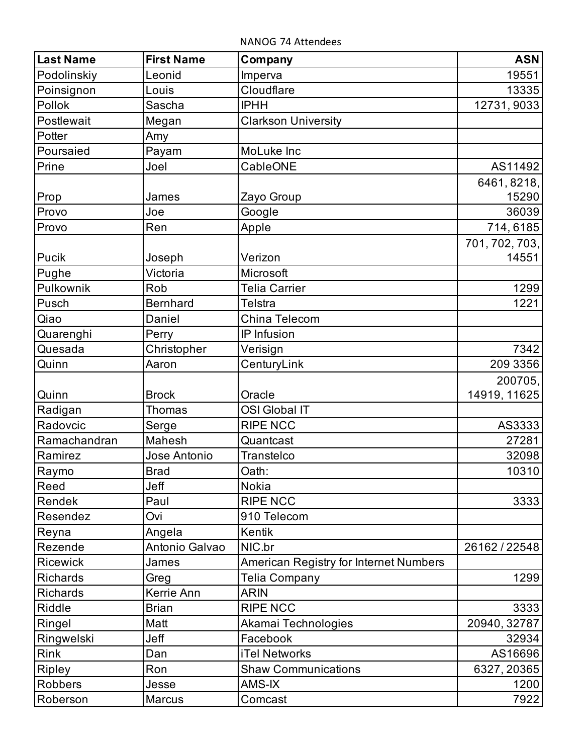NANOG 74 Attendees

| Last Name | First Name | Company | ASN |
|---|---|---|---|
| Podolinskiy | Leonid | Imperva | 19551 |
| Poinsignon | Louis | Cloudflare | 13335 |
| Pollok | Sascha | IPHH | 12731, 9033 |
| Postlewait | Megan | Clarkson University | |
| Potter | Amy | | |
| Poursaied | Payam | MoLuke Inc | |
| Prine | Joel | CableONE | AS11492 |
| Prop | James | Zayo Group | 6461, 8218, 15290 |
| Provo | Joe | Google | 36039 |
| Provo | Ren | Apple | 714, 6185 |
| Pucik | Joseph | Verizon | 701, 702, 703, 14551 |
| Pughe | Victoria | Microsoft | |
| Pulkownik | Rob | Telia Carrier | 1299 |
| Pusch | Bernhard | Telstra | 1221 |
| Qiao | Daniel | China Telecom | |
| Quarenghi | Perry | IP Infusion | |
| Quesada | Christopher | Verisign | 7342 |
| Quinn | Aaron | CenturyLink | 209 3356 |
| Quinn | Brock | Oracle | 200705, 14919, 11625 |
| Radigan | Thomas | OSI Global IT | |
| Radovcic | Serge | RIPE NCC | AS3333 |
| Ramachandran | Mahesh | Quantcast | 27281 |
| Ramirez | Jose Antonio | Transtelco | 32098 |
| Raymo | Brad | Oath: | 10310 |
| Reed | Jeff | Nokia | |
| Rendek | Paul | RIPE NCC | 3333 |
| Resendez | Ovi | 910 Telecom | |
| Reyna | Angela | Kentik | |
| Rezende | Antonio Galvao | NIC.br | 26162 / 22548 |
| Ricewick | James | American Registry for Internet Numbers | |
| Richards | Greg | Telia Company | 1299 |
| Richards | Kerrie Ann | ARIN | |
| Riddle | Brian | RIPE NCC | 3333 |
| Ringel | Matt | Akamai Technologies | 20940, 32787 |
| Ringwelski | Jeff | Facebook | 32934 |
| Rink | Dan | iTel Networks | AS16696 |
| Ripley | Ron | Shaw Communications | 6327, 20365 |
| Robbers | Jesse | AMS-IX | 1200 |
| Roberson | Marcus | Comcast | 7922 |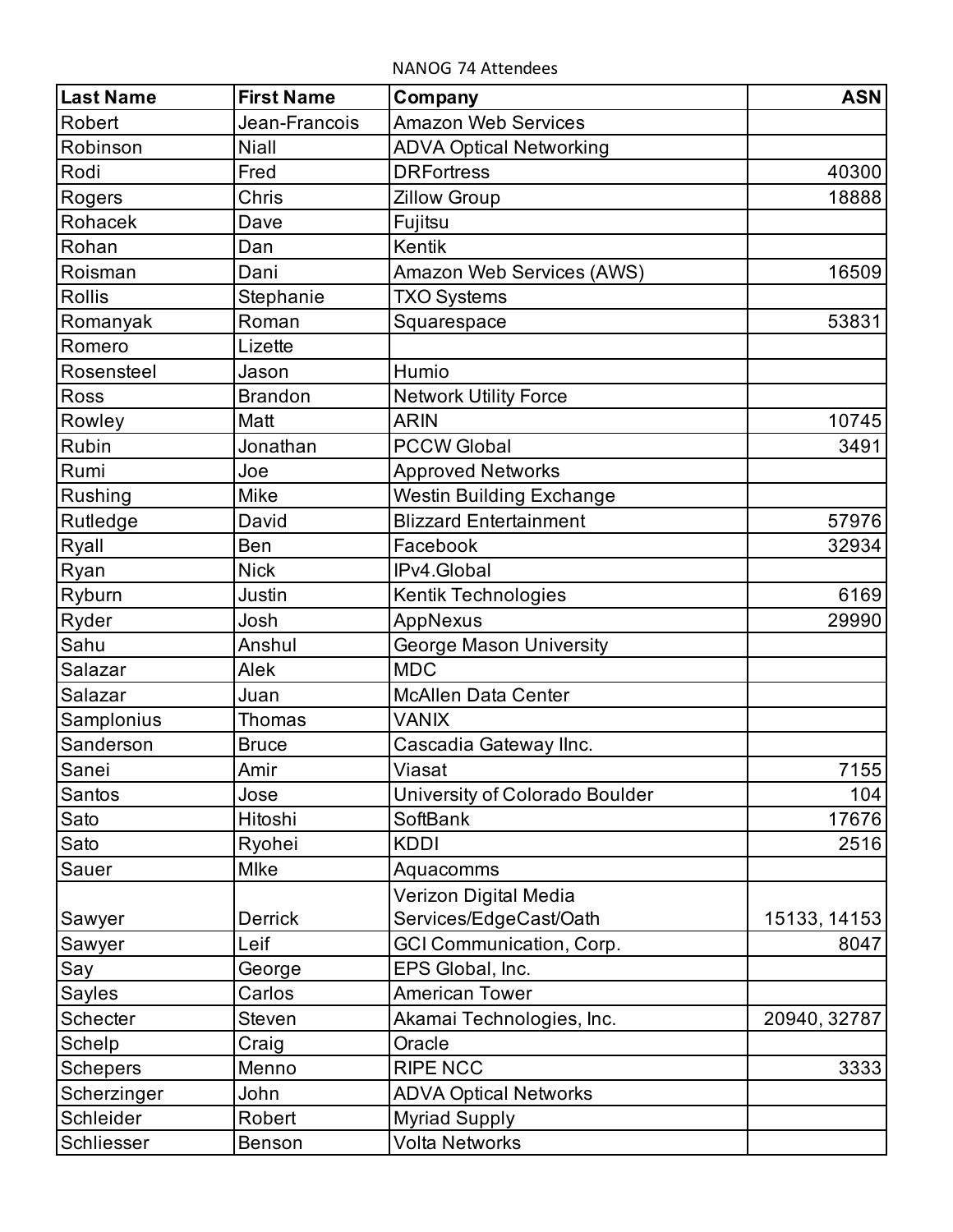NANOG 74 Attendees

| Last Name | First Name | Company | ASN |
|---|---|---|---|
| Robert | Jean-Francois | Amazon Web Services | |
| Robinson | Niall | ADVA Optical Networking | |
| Rodi | Fred | DRFortress | 40300 |
| Rogers | Chris | Zillow Group | 18888 |
| Rohacek | Dave | Fujitsu | |
| Rohan | Dan | Kentik | |
| Roisman | Dani | Amazon Web Services (AWS) | 16509 |
| Rollis | Stephanie | TXO Systems | |
| Romanyak | Roman | Squarespace | 53831 |
| Romero | Lizette | | |
| Rosensteel | Jason | Humio | |
| Ross | Brandon | Network Utility Force | |
| Rowley | Matt | ARIN | 10745 |
| Rubin | Jonathan | PCCW Global | 3491 |
| Rumi | Joe | Approved Networks | |
| Rushing | Mike | Westin Building Exchange | |
| Rutledge | David | Blizzard Entertainment | 57976 |
| Ryall | Ben | Facebook | 32934 |
| Ryan | Nick | IPv4.Global | |
| Ryburn | Justin | Kentik Technologies | 6169 |
| Ryder | Josh | AppNexus | 29990 |
| Sahu | Anshul | George Mason University | |
| Salazar | Alek | MDC | |
| Salazar | Juan | McAllen Data Center | |
| Samplonius | Thomas | VANIX | |
| Sanderson | Bruce | Cascadia Gateway IInc. | |
| Sanei | Amir | Viasat | 7155 |
| Santos | Jose | University of Colorado Boulder | 104 |
| Sato | Hitoshi | SoftBank | 17676 |
| Sato | Ryohei | KDDI | 2516 |
| Sauer | MIke | Aquacomms | |
| Sawyer | Derrick | Verizon Digital Media Services/EdgeCast/Oath | 15133, 14153 |
| Sawyer | Leif | GCI Communication, Corp. | 8047 |
| Say | George | EPS Global, Inc. | |
| Sayles | Carlos | American Tower | |
| Schecter | Steven | Akamai Technologies, Inc. | 20940, 32787 |
| Schelp | Craig | Oracle | |
| Schepers | Menno | RIPE NCC | 3333 |
| Scherzinger | John | ADVA Optical Networks | |
| Schleider | Robert | Myriad Supply | |
| Schliesser | Benson | Volta Networks | |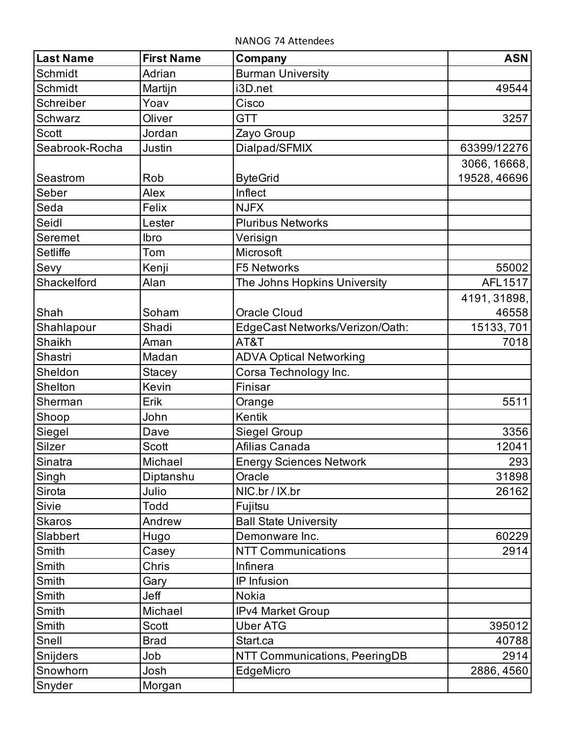NANOG 74 Attendees

| Last Name | First Name | Company | ASN |
|---|---|---|---|
| Schmidt | Adrian | Burman University | |
| Schmidt | Martijn | i3D.net | 49544 |
| Schreiber | Yoav | Cisco | |
| Schwarz | Oliver | GTT | 3257 |
| Scott | Jordan | Zayo Group | |
| Seabrook-Rocha | Justin | Dialpad/SFMIX | 63399/12276 |
| Seastrom | Rob | ByteGrid | 3066, 16668, 19528, 46696 |
| Seber | Alex | Inflect | |
| Seda | Felix | NJFX | |
| Seidl | Lester | Pluribus Networks | |
| Seremet | Ibro | Verisign | |
| Setliffe | Tom | Microsoft | |
| Sevy | Kenji | F5 Networks | 55002 |
| Shackelford | Alan | The Johns Hopkins University | AFL1517 |
| Shah | Soham | Oracle Cloud | 4191, 31898, 46558 |
| Shahlapour | Shadi | EdgeCast Networks/Verizon/Oath: | 15133, 701 |
| Shaikh | Aman | AT&T | 7018 |
| Shastri | Madan | ADVA Optical Networking | |
| Sheldon | Stacey | Corsa Technology Inc. | |
| Shelton | Kevin | Finisar | |
| Sherman | Erik | Orange | 5511 |
| Shoop | John | Kentik | |
| Siegel | Dave | Siegel Group | 3356 |
| Silzer | Scott | Afilias Canada | 12041 |
| Sinatra | Michael | Energy Sciences Network | 293 |
| Singh | Diptanshu | Oracle | 31898 |
| Sirota | Julio | NIC.br / IX.br | 26162 |
| Sivie | Todd | Fujitsu | |
| Skaros | Andrew | Ball State University | |
| Slabbert | Hugo | Demonware Inc. | 60229 |
| Smith | Casey | NTT Communications | 2914 |
| Smith | Chris | Infinera | |
| Smith | Gary | IP Infusion | |
| Smith | Jeff | Nokia | |
| Smith | Michael | IPv4 Market Group | |
| Smith | Scott | Uber ATG | 395012 |
| Snell | Brad | Start.ca | 40788 |
| Snijders | Job | NTT Communications, PeeringDB | 2914 |
| Snowhorn | Josh | EdgeMicro | 2886, 4560 |
| Snyder | Morgan | | |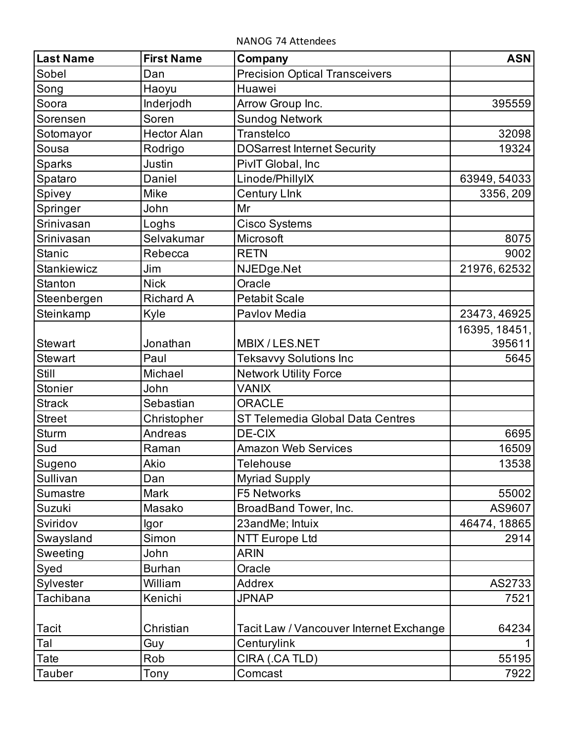NANOG 74 Attendees

| Last Name | First Name | Company | ASN |
|---|---|---|---|
| Sobel | Dan | Precision Optical Transceivers | |
| Song | Haoyu | Huawei | |
| Soora | Inderjodh | Arrow Group Inc. | 395559 |
| Sorensen | Soren | Sundog Network | |
| Sotomayor | Hector Alan | Transtelco | 32098 |
| Sousa | Rodrigo | DOSarrest Internet Security | 19324 |
| Sparks | Justin | PivIT Global, Inc | |
| Spataro | Daniel | Linode/PhillyIX | 63949, 54033 |
| Spivey | Mike | Century LInk | 3356, 209 |
| Springer | John | Mr | |
| Srinivasan | Loghs | Cisco Systems | |
| Srinivasan | Selvakumar | Microsoft | 8075 |
| Stanic | Rebecca | RETN | 9002 |
| Stankiewicz | Jim | NJEDge.Net | 21976, 62532 |
| Stanton | Nick | Oracle | |
| Steenbergen | Richard A | Petabit Scale | |
| Steinkamp | Kyle | Pavlov Media | 23473, 46925 |
| Stewart | Jonathan | MBIX / LES.NET | 16395, 18451, 395611 |
| Stewart | Paul | Teksavvy Solutions Inc | 5645 |
| Still | Michael | Network Utility Force | |
| Stonier | John | VANIX | |
| Strack | Sebastian | ORACLE | |
| Street | Christopher | ST Telemedia Global Data Centres | |
| Sturm | Andreas | DE-CIX | 6695 |
| Sud | Raman | Amazon Web Services | 16509 |
| Sugeno | Akio | Telehouse | 13538 |
| Sullivan | Dan | Myriad Supply | |
| Sumastre | Mark | F5 Networks | 55002 |
| Suzuki | Masako | BroadBand Tower, Inc. | AS9607 |
| Sviridov | Igor | 23andMe; Intuix | 46474, 18865 |
| Swaysland | Simon | NTT Europe Ltd | 2914 |
| Sweeting | John | ARIN | |
| Syed | Burhan | Oracle | |
| Sylvester | William | Addrex | AS2733 |
| Tachibana | Kenichi | JPNAP | 7521 |
| Tacit | Christian | Tacit Law / Vancouver Internet Exchange | 64234 |
| Tal | Guy | Centurylink | 1 |
| Tate | Rob | CIRA (.CA TLD) | 55195 |
| Tauber | Tony | Comcast | 7922 |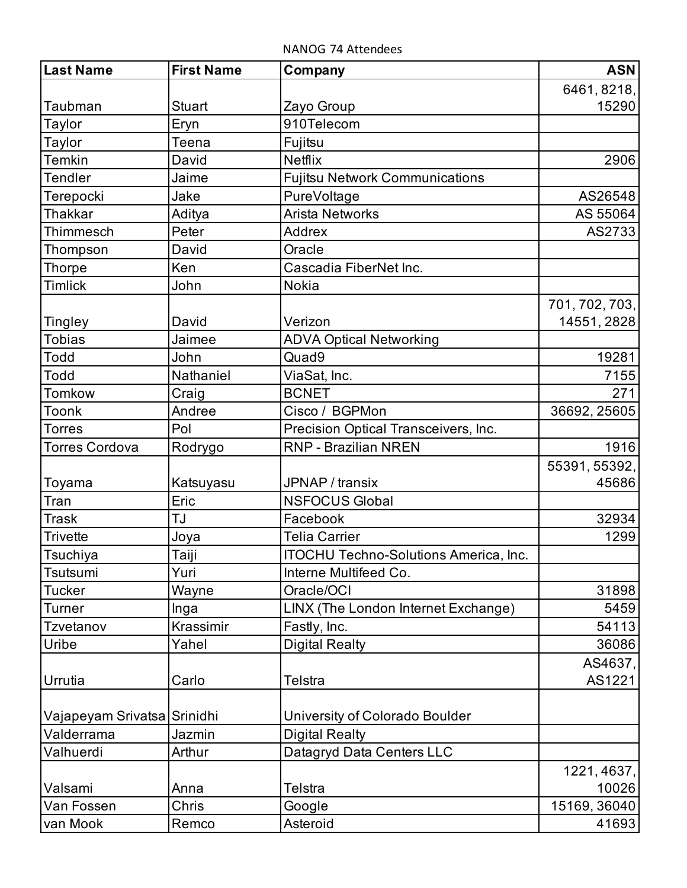NANOG 74 Attendees

| Last Name | First Name | Company | ASN |
|---|---|---|---|
| Taubman | Stuart | Zayo Group | 6461, 8218, 15290 |
| Taylor | Eryn | 910Telecom | |
| Taylor | Teena | Fujitsu | |
| Temkin | David | Netflix | 2906 |
| Tendler | Jaime | Fujitsu Network Communications | |
| Terepocki | Jake | PureVoltage | AS26548 |
| Thakkar | Aditya | Arista Networks | AS 55064 |
| Thimmesch | Peter | Addrex | AS2733 |
| Thompson | David | Oracle | |
| Thorpe | Ken | Cascadia FiberNet Inc. | |
| Timlick | John | Nokia | |
| Tingley | David | Verizon | 701, 702, 703, 14551, 2828 |
| Tobias | Jaimee | ADVA Optical Networking | |
| Todd | John | Quad9 | 19281 |
| Todd | Nathaniel | ViaSat, Inc. | 7155 |
| Tomkow | Craig | BCNET | 271 |
| Toonk | Andree | Cisco / BGPMon | 36692, 25605 |
| Torres | Pol | Precision Optical Transceivers, Inc. | |
| Torres Cordova | Rodrygo | RNP - Brazilian NREN | 1916 |
| Toyama | Katsuyasu | JPNAP / transix | 55391, 55392, 45686 |
| Tran | Eric | NSFOCUS Global | |
| Trask | TJ | Facebook | 32934 |
| Trivette | Joya | Telia Carrier | 1299 |
| Tsuchiya | Taiji | ITOCHU Techno-Solutions America, Inc. | |
| Tsutsumi | Yuri | Interne Multifeed Co. | |
| Tucker | Wayne | Oracle/OCI | 31898 |
| Turner | Inga | LINX (The London Internet Exchange) | 5459 |
| Tzvetanov | Krassimir | Fastly, Inc. | 54113 |
| Uribe | Yahel | Digital Realty | 36086 |
| Urrutia | Carlo | Telstra | AS4637, AS1221 |
| Vajapeyam Srivatsa | Srinidhi | University of Colorado Boulder | |
| Valderrama | Jazmin | Digital Realty | |
| Valhuerdi | Arthur | Datagryd Data Centers LLC | |
| Valsami | Anna | Telstra | 1221, 4637, 10026 |
| Van Fossen | Chris | Google | 15169, 36040 |
| van Mook | Remco | Asteroid | 41693 |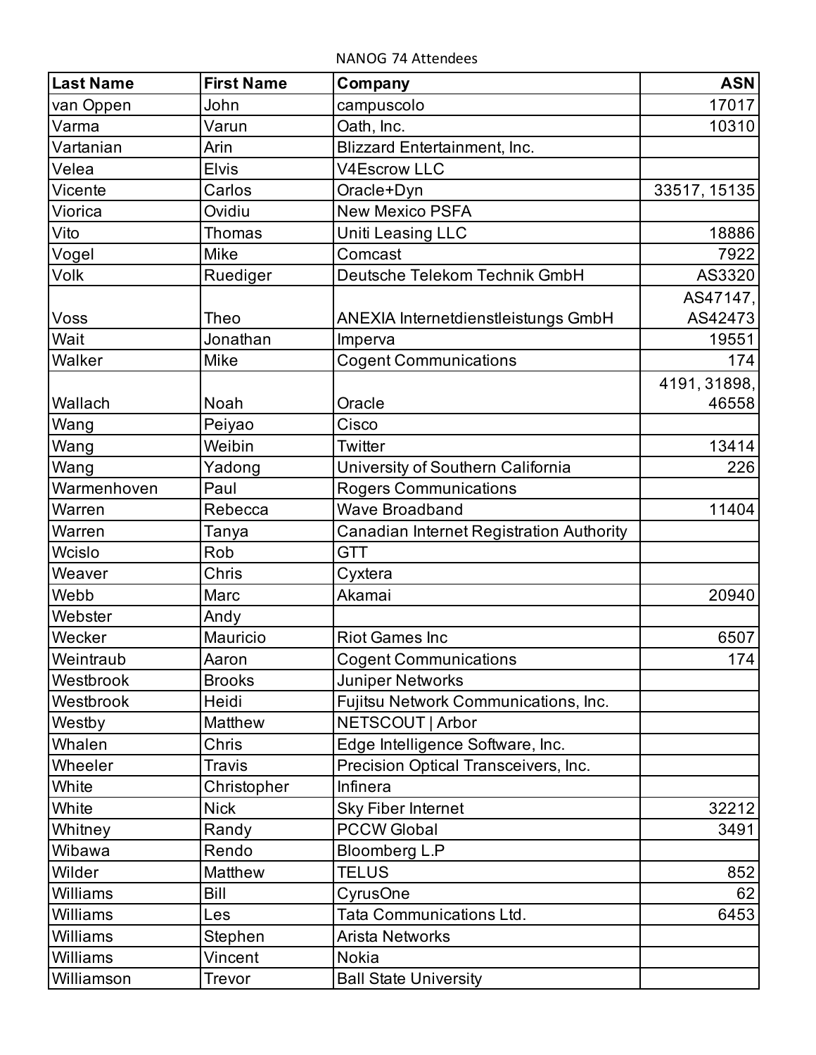NANOG 74 Attendees

| Last Name | First Name | Company | ASN |
|---|---|---|---|
| van Oppen | John | campuscolo | 17017 |
| Varma | Varun | Oath, Inc. | 10310 |
| Vartanian | Arin | Blizzard Entertainment, Inc. | |
| Velea | Elvis | V4Escrow LLC | |
| Vicente | Carlos | Oracle+Dyn | 33517, 15135 |
| Viorica | Ovidiu | New Mexico PSFA | |
| Vito | Thomas | Uniti Leasing LLC | 18886 |
| Vogel | Mike | Comcast | 7922 |
| Volk | Ruediger | Deutsche Telekom Technik GmbH | AS3320 |
| Voss | Theo | ANEXIA Internetdienstleistungs GmbH | AS47147, AS42473 |
| Wait | Jonathan | Imperva | 19551 |
| Walker | Mike | Cogent Communications | 174 |
| Wallach | Noah | Oracle | 4191, 31898, 46558 |
| Wang | Peiyao | Cisco | |
| Wang | Weibin | Twitter | 13414 |
| Wang | Yadong | University of Southern California | 226 |
| Warmenhoven | Paul | Rogers Communications | |
| Warren | Rebecca | Wave Broadband | 11404 |
| Warren | Tanya | Canadian Internet Registration Authority | |
| Wcislo | Rob | GTT | |
| Weaver | Chris | Cyxtera | |
| Webb | Marc | Akamai | 20940 |
| Webster | Andy | | |
| Wecker | Mauricio | Riot Games Inc | 6507 |
| Weintraub | Aaron | Cogent Communications | 174 |
| Westbrook | Brooks | Juniper Networks | |
| Westbrook | Heidi | Fujitsu Network Communications, Inc. | |
| Westby | Matthew | NETSCOUT \| Arbor | |
| Whalen | Chris | Edge Intelligence Software, Inc. | |
| Wheeler | Travis | Precision Optical Transceivers, Inc. | |
| White | Christopher | Infinera | |
| White | Nick | Sky Fiber Internet | 32212 |
| Whitney | Randy | PCCW Global | 3491 |
| Wibawa | Rendo | Bloomberg L.P | |
| Wilder | Matthew | TELUS | 852 |
| Williams | Bill | CyrusOne | 62 |
| Williams | Les | Tata Communications Ltd. | 6453 |
| Williams | Stephen | Arista Networks | |
| Williams | Vincent | Nokia | |
| Williamson | Trevor | Ball State University | |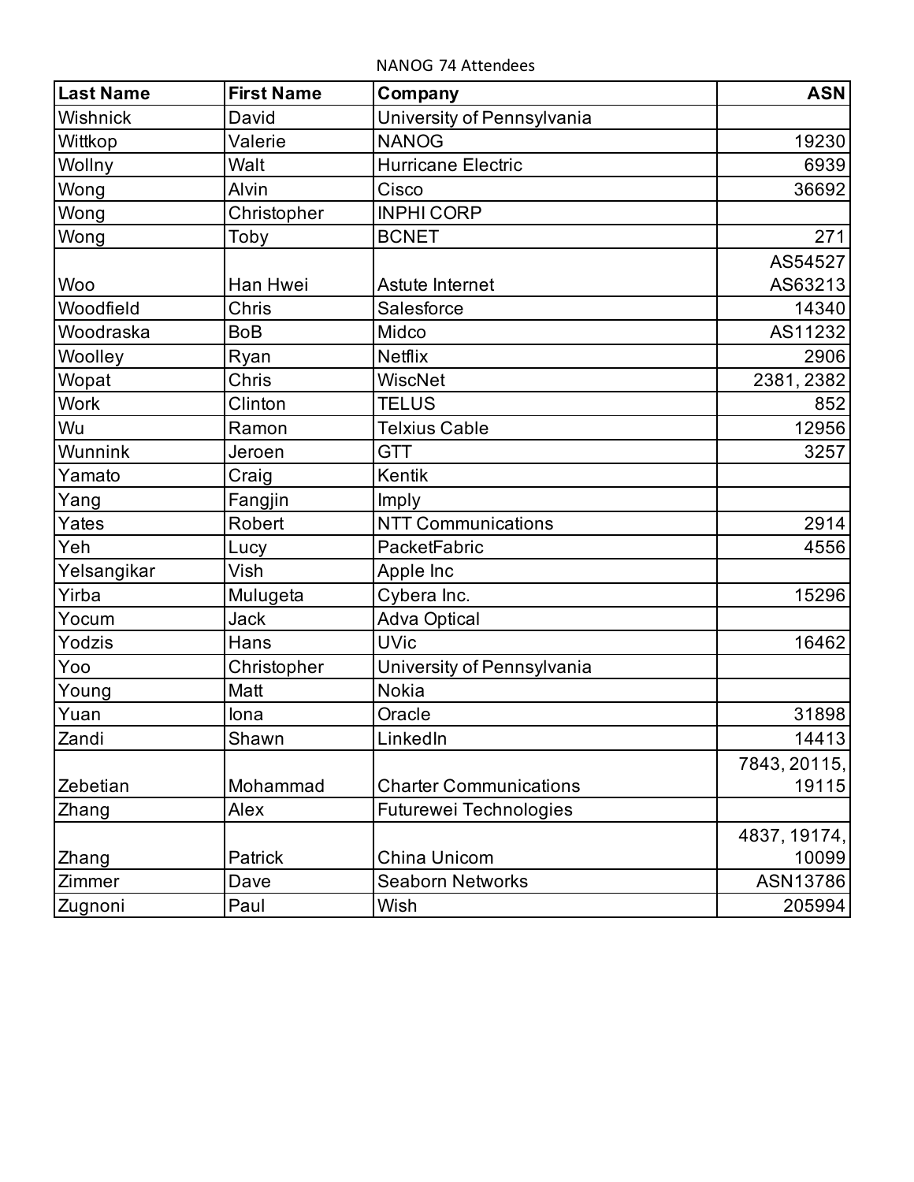NANOG 74 Attendees

| Last Name | First Name | Company | ASN |
|---|---|---|---|
| Wishnick | David | University of Pennsylvania | |
| Wittkop | Valerie | NANOG | 19230 |
| Wollny | Walt | Hurricane Electric | 6939 |
| Wong | Alvin | Cisco | 36692 |
| Wong | Christopher | INPHI CORP | |
| Wong | Toby | BCNET | 271 |
| Woo | Han Hwei | Astute Internet | AS54527 AS63213 |
| Woodfield | Chris | Salesforce | 14340 |
| Woodraska | BoB | Midco | AS11232 |
| Woolley | Ryan | Netflix | 2906 |
| Wopat | Chris | WiscNet | 2381, 2382 |
| Work | Clinton | TELUS | 852 |
| Wu | Ramon | Telxius Cable | 12956 |
| Wunnink | Jeroen | GTT | 3257 |
| Yamato | Craig | Kentik | |
| Yang | Fangjin | Imply | |
| Yates | Robert | NTT Communications | 2914 |
| Yeh | Lucy | PacketFabric | 4556 |
| Yelsangikar | Vish | Apple Inc | |
| Yirba | Mulugeta | Cybera Inc. | 15296 |
| Yocum | Jack | Adva Optical | |
| Yodzis | Hans | UVic | 16462 |
| Yoo | Christopher | University of Pennsylvania | |
| Young | Matt | Nokia | |
| Yuan | Iona | Oracle | 31898 |
| Zandi | Shawn | LinkedIn | 14413 |
| Zebetian | Mohammad | Charter Communications | 7843, 20115, 19115 |
| Zhang | Alex | Futurewei Technologies | |
| Zhang | Patrick | China Unicom | 4837, 19174, 10099 |
| Zimmer | Dave | Seaborn Networks | ASN13786 |
| Zugnoni | Paul | Wish | 205994 |